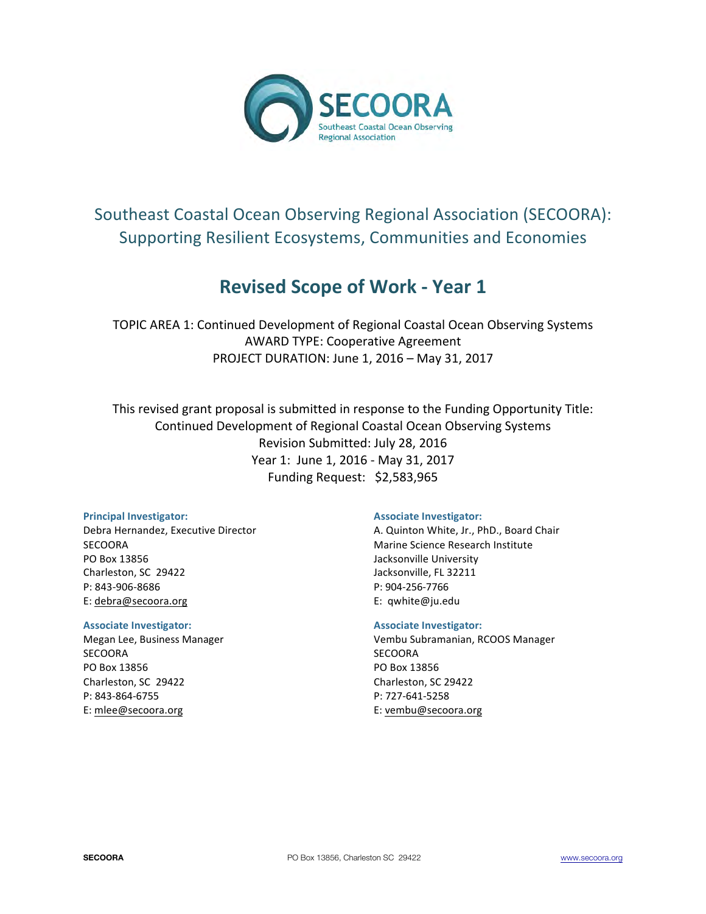SECOORA

Southeast Coastal Ocean Observing Regional Association

# Southeast Coastal Ocean Observing Regional Association (SECOORA): Supporting Resilient Ecosystems, Communities and Economies

## Revised Scope of Work - Year 1

TOPIC AREA 1: Continued Development of Regional Coastal Ocean Observing Systems
AWARD TYPE: Cooperative Agreement
PROJECT DURATION: June 1, 2016 – May 31, 2017

This revised grant proposal is submitted in response to the Funding Opportunity Title:
Continued Development of Regional Coastal Ocean Observing Systems
Revision Submitted: July 28, 2016
Year 1: June 1, 2016 - May 31, 2017
Funding Request: $2,583,965

**Principal Investigator:**
Debra Hernandez, Executive Director
SECOORA
PO Box 13856
Charleston, SC 29422
P: 843-906-8686
E: debra@secoora.org

**Associate Investigator:**
A. Quinton White, Jr., PhD., Board Chair
Marine Science Research Institute
Jacksonville University
Jacksonville, FL 32211
P: 904-256-7766
E: qwhite@ju.edu

**Associate Investigator:**
Megan Lee, Business Manager
SECOORA
PO Box 13856
Charleston, SC 29422
P: 843-864-6755
E: mlee@secoora.org

**Associate Investigator:**
Vembu Subramanian, RCOOS Manager
SECOORA
PO Box 13856
Charleston, SC 29422
P: 727-641-5258
E: vembu@secoora.org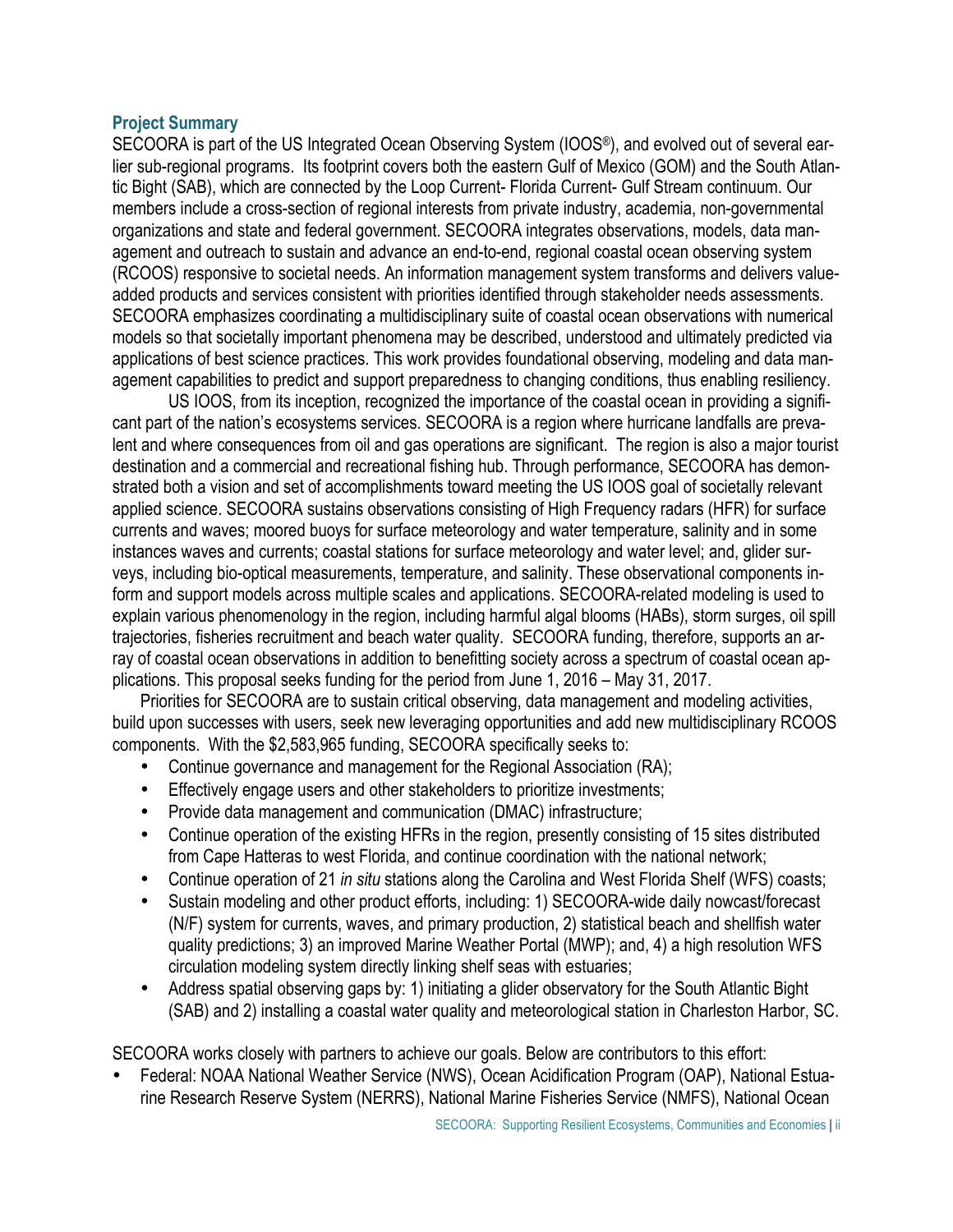## Project Summary

SECOORA is part of the US Integrated Ocean Observing System (IOOS®), and evolved out of several earlier sub-regional programs. Its footprint covers both the eastern Gulf of Mexico (GOM) and the South Atlantic Bight (SAB), which are connected by the Loop Current- Florida Current- Gulf Stream continuum. Our members include a cross-section of regional interests from private industry, academia, non-governmental organizations and state and federal government. SECOORA integrates observations, models, data management and outreach to sustain and advance an end-to-end, regional coastal ocean observing system (RCOOS) responsive to societal needs. An information management system transforms and delivers value-added products and services consistent with priorities identified through stakeholder needs assessments. SECOORA emphasizes coordinating a multidisciplinary suite of coastal ocean observations with numerical models so that societally important phenomena may be described, understood and ultimately predicted via applications of best science practices. This work provides foundational observing, modeling and data management capabilities to predict and support preparedness to changing conditions, thus enabling resiliency.

US IOOS, from its inception, recognized the importance of the coastal ocean in providing a significant part of the nation's ecosystems services. SECOORA is a region where hurricane landfalls are prevalent and where consequences from oil and gas operations are significant. The region is also a major tourist destination and a commercial and recreational fishing hub. Through performance, SECOORA has demonstrated both a vision and set of accomplishments toward meeting the US IOOS goal of societally relevant applied science. SECOORA sustains observations consisting of High Frequency radars (HFR) for surface currents and waves; moored buoys for surface meteorology and water temperature, salinity and in some instances waves and currents; coastal stations for surface meteorology and water level; and, glider surveys, including bio-optical measurements, temperature, and salinity. These observational components inform and support models across multiple scales and applications. SECOORA-related modeling is used to explain various phenomenology in the region, including harmful algal blooms (HABs), storm surges, oil spill trajectories, fisheries recruitment and beach water quality. SECOORA funding, therefore, supports an array of coastal ocean observations in addition to benefitting society across a spectrum of coastal ocean applications. This proposal seeks funding for the period from June 1, 2016 – May 31, 2017.

Priorities for SECOORA are to sustain critical observing, data management and modeling activities, build upon successes with users, seek new leveraging opportunities and add new multidisciplinary RCOOS components. With the $2,583,965 funding, SECOORA specifically seeks to:

- Continue governance and management for the Regional Association (RA);
- Effectively engage users and other stakeholders to prioritize investments;
- Provide data management and communication (DMAC) infrastructure;
- Continue operation of the existing HFRs in the region, presently consisting of 15 sites distributed from Cape Hatteras to west Florida, and continue coordination with the national network;
- Continue operation of 21 *in situ* stations along the Carolina and West Florida Shelf (WFS) coasts;
- Sustain modeling and other product efforts, including: 1) SECOORA-wide daily nowcast/forecast (N/F) system for currents, waves, and primary production, 2) statistical beach and shellfish water quality predictions; 3) an improved Marine Weather Portal (MWP); and, 4) a high resolution WFS circulation modeling system directly linking shelf seas with estuaries;
- Address spatial observing gaps by: 1) initiating a glider observatory for the South Atlantic Bight (SAB) and 2) installing a coastal water quality and meteorological station in Charleston Harbor, SC.

SECOORA works closely with partners to achieve our goals. Below are contributors to this effort:

- Federal: NOAA National Weather Service (NWS), Ocean Acidification Program (OAP), National Estuarine Research Reserve System (NERRS), National Marine Fisheries Service (NMFS), National Ocean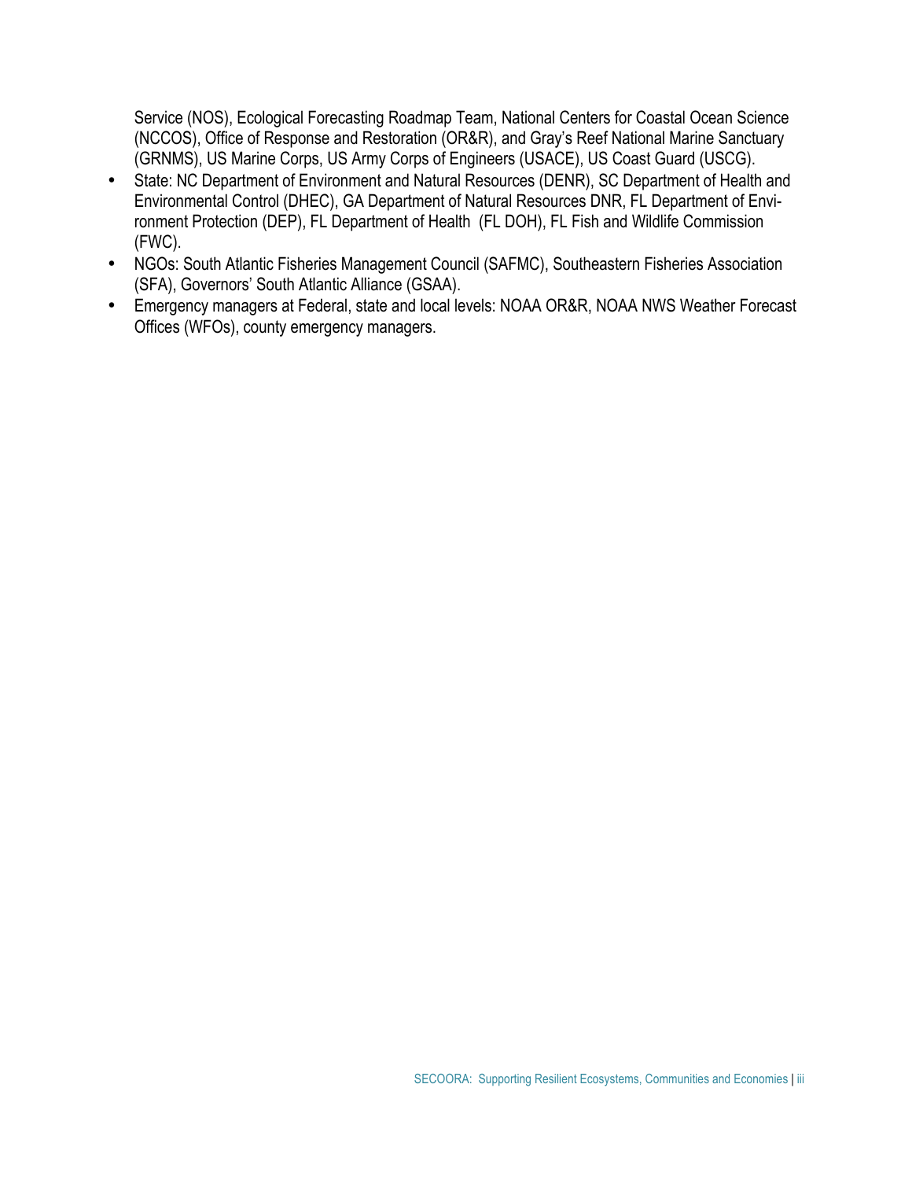Service (NOS), Ecological Forecasting Roadmap Team, National Centers for Coastal Ocean Science (NCCOS), Office of Response and Restoration (OR&R), and Gray's Reef National Marine Sanctuary (GRNMS), US Marine Corps, US Army Corps of Engineers (USACE), US Coast Guard (USCG).

- State: NC Department of Environment and Natural Resources (DENR), SC Department of Health and Environmental Control (DHEC), GA Department of Natural Resources DNR, FL Department of Environment Protection (DEP), FL Department of Health (FL DOH), FL Fish and Wildlife Commission (FWC).
- NGOs: South Atlantic Fisheries Management Council (SAFMC), Southeastern Fisheries Association (SFA), Governors' South Atlantic Alliance (GSAA).
- Emergency managers at Federal, state and local levels: NOAA OR&R, NOAA NWS Weather Forecast Offices (WFOs), county emergency managers.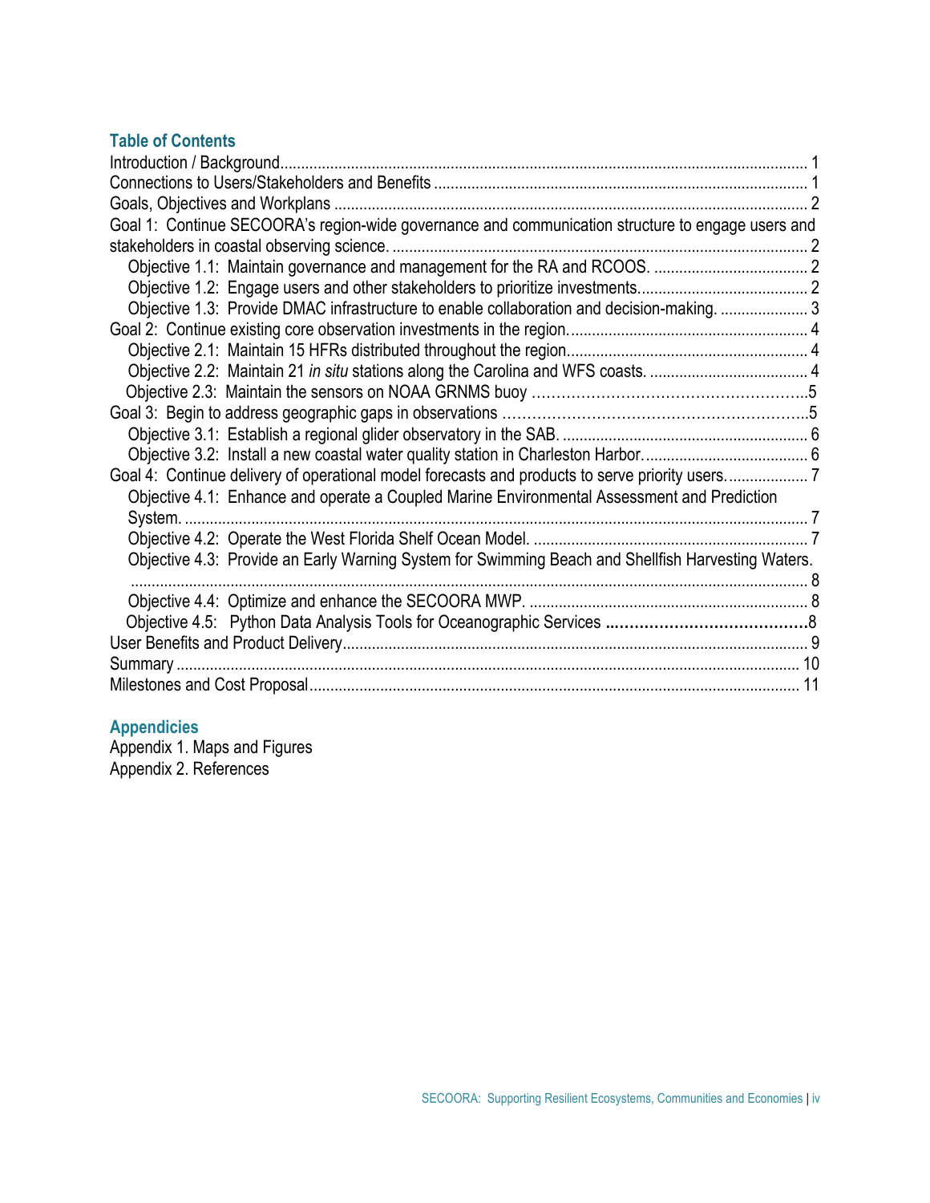## Table of Contents

Introduction / Background ........ 1
Connections to Users/Stakeholders and Benefits ........ 1
Goals, Objectives and Workplans ........ 2
Goal 1: Continue SECOORA's region-wide governance and communication structure to engage users and stakeholders in coastal observing science. ........ 2
- Objective 1.1: Maintain governance and management for the RA and RCOOS. ........ 2
- Objective 1.2: Engage users and other stakeholders to prioritize investments. ........ 2
- Objective 1.3: Provide DMAC infrastructure to enable collaboration and decision-making. ........ 3

Goal 2: Continue existing core observation investments in the region. ........ 4
- Objective 2.1: Maintain 15 HFRs distributed throughout the region. ........ 4
- Objective 2.2: Maintain 21 *in situ* stations along the Carolina and WFS coasts. ........ 4
- Objective 2.3: Maintain the sensors on NOAA GRNMS buoy ........ 5

Goal 3: Begin to address geographic gaps in observations ........ 5
- Objective 3.1: Establish a regional glider observatory in the SAB. ........ 6
- Objective 3.2: Install a new coastal water quality station in Charleston Harbor. ........ 6

Goal 4: Continue delivery of operational model forecasts and products to serve priority users. ........ 7
- Objective 4.1: Enhance and operate a Coupled Marine Environmental Assessment and Prediction System. ........ 7
- Objective 4.2: Operate the West Florida Shelf Ocean Model. ........ 7
- Objective 4.3: Provide an Early Warning System for Swimming Beach and Shellfish Harvesting Waters. ........ 8
- Objective 4.4: Optimize and enhance the SECOORA MWP. ........ 8
- Objective 4.5: Python Data Analysis Tools for Oceanographic Services ........ 8

User Benefits and Product Delivery ........ 9
Summary ........ 10
Milestones and Cost Proposal ........ 11

## Appendicies

Appendix 1. Maps and Figures
Appendix 2. References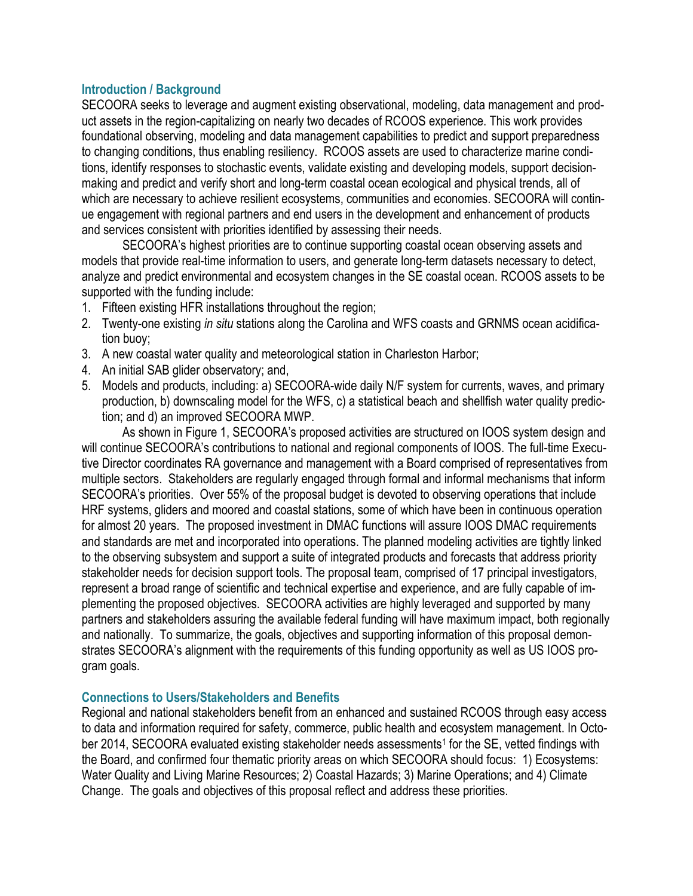### Introduction / Background

SECOORA seeks to leverage and augment existing observational, modeling, data management and product assets in the region-capitalizing on nearly two decades of RCOOS experience. This work provides foundational observing, modeling and data management capabilities to predict and support preparedness to changing conditions, thus enabling resiliency. RCOOS assets are used to characterize marine conditions, identify responses to stochastic events, validate existing and developing models, support decision-making and predict and verify short and long-term coastal ocean ecological and physical trends, all of which are necessary to achieve resilient ecosystems, communities and economies. SECOORA will continue engagement with regional partners and end users in the development and enhancement of products and services consistent with priorities identified by assessing their needs.

SECOORA's highest priorities are to continue supporting coastal ocean observing assets and models that provide real-time information to users, and generate long-term datasets necessary to detect, analyze and predict environmental and ecosystem changes in the SE coastal ocean. RCOOS assets to be supported with the funding include:

1. Fifteen existing HFR installations throughout the region;
2. Twenty-one existing *in situ* stations along the Carolina and WFS coasts and GRNMS ocean acidification buoy;
3. A new coastal water quality and meteorological station in Charleston Harbor;
4. An initial SAB glider observatory; and,
5. Models and products, including: a) SECOORA-wide daily N/F system for currents, waves, and primary production, b) downscaling model for the WFS, c) a statistical beach and shellfish water quality prediction; and d) an improved SECOORA MWP.

As shown in Figure 1, SECOORA's proposed activities are structured on IOOS system design and will continue SECOORA's contributions to national and regional components of IOOS. The full-time Executive Director coordinates RA governance and management with a Board comprised of representatives from multiple sectors. Stakeholders are regularly engaged through formal and informal mechanisms that inform SECOORA's priorities. Over 55% of the proposal budget is devoted to observing operations that include HRF systems, gliders and moored and coastal stations, some of which have been in continuous operation for almost 20 years. The proposed investment in DMAC functions will assure IOOS DMAC requirements and standards are met and incorporated into operations. The planned modeling activities are tightly linked to the observing subsystem and support a suite of integrated products and forecasts that address priority stakeholder needs for decision support tools. The proposal team, comprised of 17 principal investigators, represent a broad range of scientific and technical expertise and experience, and are fully capable of implementing the proposed objectives. SECOORA activities are highly leveraged and supported by many partners and stakeholders assuring the available federal funding will have maximum impact, both regionally and nationally. To summarize, the goals, objectives and supporting information of this proposal demonstrates SECOORA's alignment with the requirements of this funding opportunity as well as US IOOS program goals.

### Connections to Users/Stakeholders and Benefits

Regional and national stakeholders benefit from an enhanced and sustained RCOOS through easy access to data and information required for safety, commerce, public health and ecosystem management. In October 2014, SECOORA evaluated existing stakeholder needs assessments[1] for the SE, vetted findings with the Board, and confirmed four thematic priority areas on which SECOORA should focus: 1) Ecosystems: Water Quality and Living Marine Resources; 2) Coastal Hazards; 3) Marine Operations; and 4) Climate Change. The goals and objectives of this proposal reflect and address these priorities.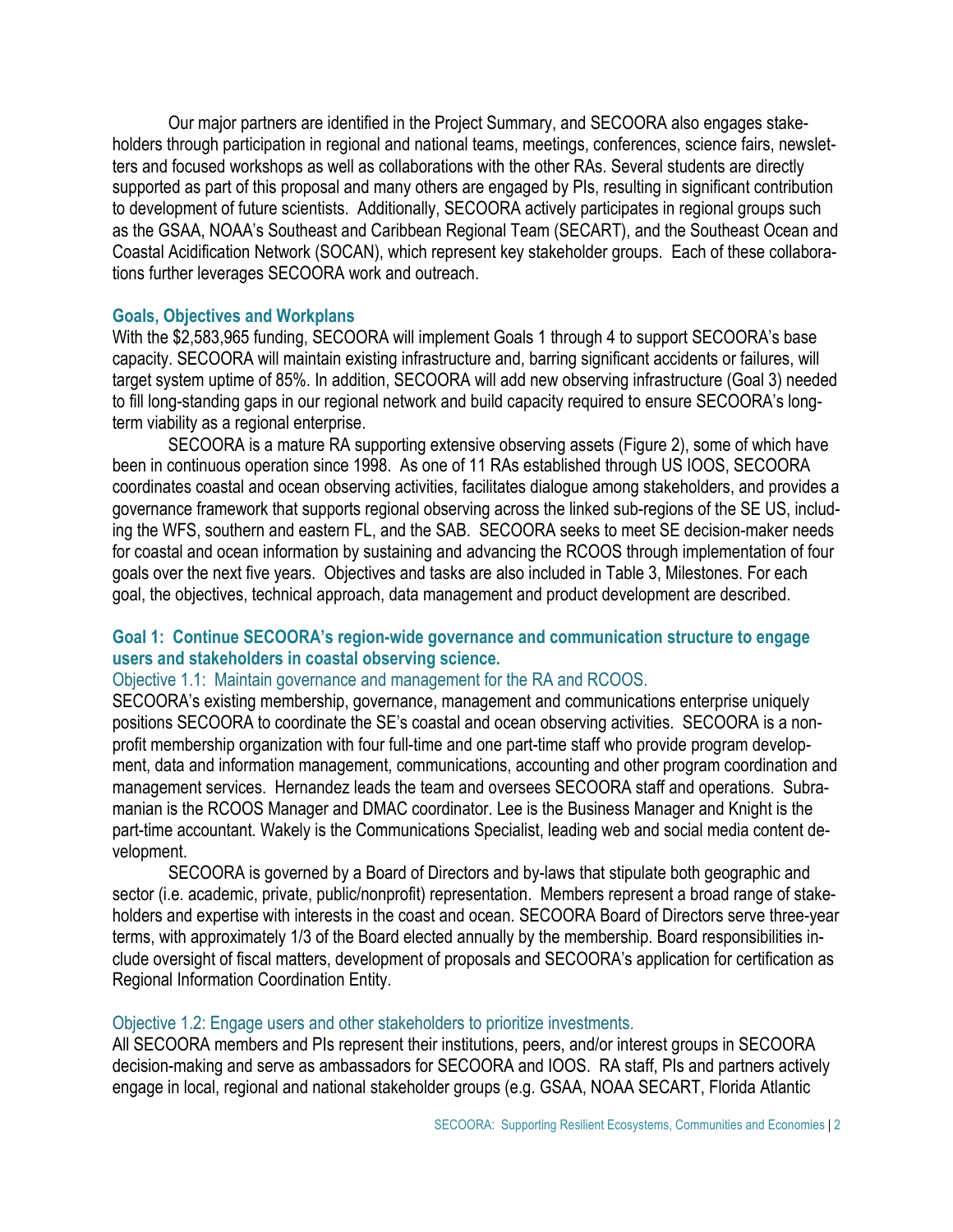Our major partners are identified in the Project Summary, and SECOORA also engages stakeholders through participation in regional and national teams, meetings, conferences, science fairs, newsletters and focused workshops as well as collaborations with the other RAs. Several students are directly supported as part of this proposal and many others are engaged by PIs, resulting in significant contribution to development of future scientists. Additionally, SECOORA actively participates in regional groups such as the GSAA, NOAA's Southeast and Caribbean Regional Team (SECART), and the Southeast Ocean and Coastal Acidification Network (SOCAN), which represent key stakeholder groups. Each of these collaborations further leverages SECOORA work and outreach.

## Goals, Objectives and Workplans

With the $2,583,965 funding, SECOORA will implement Goals 1 through 4 to support SECOORA's base capacity. SECOORA will maintain existing infrastructure and, barring significant accidents or failures, will target system uptime of 85%. In addition, SECOORA will add new observing infrastructure (Goal 3) needed to fill long-standing gaps in our regional network and build capacity required to ensure SECOORA's long-term viability as a regional enterprise.

SECOORA is a mature RA supporting extensive observing assets (Figure 2), some of which have been in continuous operation since 1998. As one of 11 RAs established through US IOOS, SECOORA coordinates coastal and ocean observing activities, facilitates dialogue among stakeholders, and provides a governance framework that supports regional observing across the linked sub-regions of the SE US, including the WFS, southern and eastern FL, and the SAB. SECOORA seeks to meet SE decision-maker needs for coastal and ocean information by sustaining and advancing the RCOOS through implementation of four goals over the next five years. Objectives and tasks are also included in Table 3, Milestones. For each goal, the objectives, technical approach, data management and product development are described.

## Goal 1: Continue SECOORA's region-wide governance and communication structure to engage users and stakeholders in coastal observing science.

### Objective 1.1: Maintain governance and management for the RA and RCOOS.

SECOORA's existing membership, governance, management and communications enterprise uniquely positions SECOORA to coordinate the SE's coastal and ocean observing activities. SECOORA is a non-profit membership organization with four full-time and one part-time staff who provide program development, data and information management, communications, accounting and other program coordination and management services. Hernandez leads the team and oversees SECOORA staff and operations. Subramanian is the RCOOS Manager and DMAC coordinator. Lee is the Business Manager and Knight is the part-time accountant. Wakely is the Communications Specialist, leading web and social media content development.

SECOORA is governed by a Board of Directors and by-laws that stipulate both geographic and sector (i.e. academic, private, public/nonprofit) representation. Members represent a broad range of stakeholders and expertise with interests in the coast and ocean. SECOORA Board of Directors serve three-year terms, with approximately 1/3 of the Board elected annually by the membership. Board responsibilities include oversight of fiscal matters, development of proposals and SECOORA's application for certification as Regional Information Coordination Entity.

### Objective 1.2: Engage users and other stakeholders to prioritize investments.

All SECOORA members and PIs represent their institutions, peers, and/or interest groups in SECOORA decision-making and serve as ambassadors for SECOORA and IOOS. RA staff, PIs and partners actively engage in local, regional and national stakeholder groups (e.g. GSAA, NOAA SECART, Florida Atlantic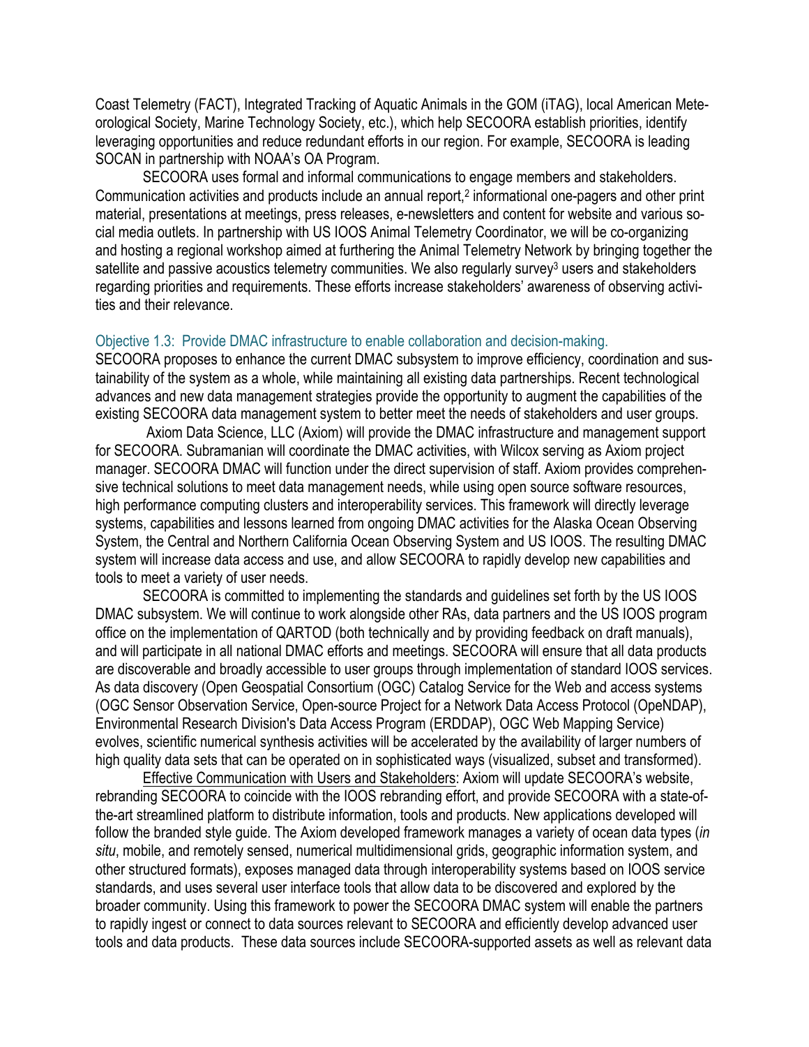Coast Telemetry (FACT), Integrated Tracking of Aquatic Animals in the GOM (iTAG), local American Meteorological Society, Marine Technology Society, etc.), which help SECOORA establish priorities, identify leveraging opportunities and reduce redundant efforts in our region. For example, SECOORA is leading SOCAN in partnership with NOAA's OA Program.

SECOORA uses formal and informal communications to engage members and stakeholders. Communication activities and products include an annual report,[2] informational one-pagers and other print material, presentations at meetings, press releases, e-newsletters and content for website and various social media outlets. In partnership with US IOOS Animal Telemetry Coordinator, we will be co-organizing and hosting a regional workshop aimed at furthering the Animal Telemetry Network by bringing together the satellite and passive acoustics telemetry communities. We also regularly survey[3] users and stakeholders regarding priorities and requirements. These efforts increase stakeholders' awareness of observing activities and their relevance.

### Objective 1.3: Provide DMAC infrastructure to enable collaboration and decision-making.

SECOORA proposes to enhance the current DMAC subsystem to improve efficiency, coordination and sustainability of the system as a whole, while maintaining all existing data partnerships. Recent technological advances and new data management strategies provide the opportunity to augment the capabilities of the existing SECOORA data management system to better meet the needs of stakeholders and user groups.

Axiom Data Science, LLC (Axiom) will provide the DMAC infrastructure and management support for SECOORA. Subramanian will coordinate the DMAC activities, with Wilcox serving as Axiom project manager. SECOORA DMAC will function under the direct supervision of staff. Axiom provides comprehensive technical solutions to meet data management needs, while using open source software resources, high performance computing clusters and interoperability services. This framework will directly leverage systems, capabilities and lessons learned from ongoing DMAC activities for the Alaska Ocean Observing System, the Central and Northern California Ocean Observing System and US IOOS. The resulting DMAC system will increase data access and use, and allow SECOORA to rapidly develop new capabilities and tools to meet a variety of user needs.

SECOORA is committed to implementing the standards and guidelines set forth by the US IOOS DMAC subsystem. We will continue to work alongside other RAs, data partners and the US IOOS program office on the implementation of QARTOD (both technically and by providing feedback on draft manuals), and will participate in all national DMAC efforts and meetings. SECOORA will ensure that all data products are discoverable and broadly accessible to user groups through implementation of standard IOOS services. As data discovery (Open Geospatial Consortium (OGC) Catalog Service for the Web and access systems (OGC Sensor Observation Service, Open-source Project for a Network Data Access Protocol (OpeNDAP), Environmental Research Division's Data Access Program (ERDDAP), OGC Web Mapping Service) evolves, scientific numerical synthesis activities will be accelerated by the availability of larger numbers of high quality data sets that can be operated on in sophisticated ways (visualized, subset and transformed).

<u>Effective Communication with Users and Stakeholders</u>: Axiom will update SECOORA's website, rebranding SECOORA to coincide with the IOOS rebranding effort, and provide SECOORA with a state-of-the-art streamlined platform to distribute information, tools and products. New applications developed will follow the branded style guide. The Axiom developed framework manages a variety of ocean data types (*in situ*, mobile, and remotely sensed, numerical multidimensional grids, geographic information system, and other structured formats), exposes managed data through interoperability systems based on IOOS service standards, and uses several user interface tools that allow data to be discovered and explored by the broader community. Using this framework to power the SECOORA DMAC system will enable the partners to rapidly ingest or connect to data sources relevant to SECOORA and efficiently develop advanced user tools and data products. These data sources include SECOORA-supported assets as well as relevant data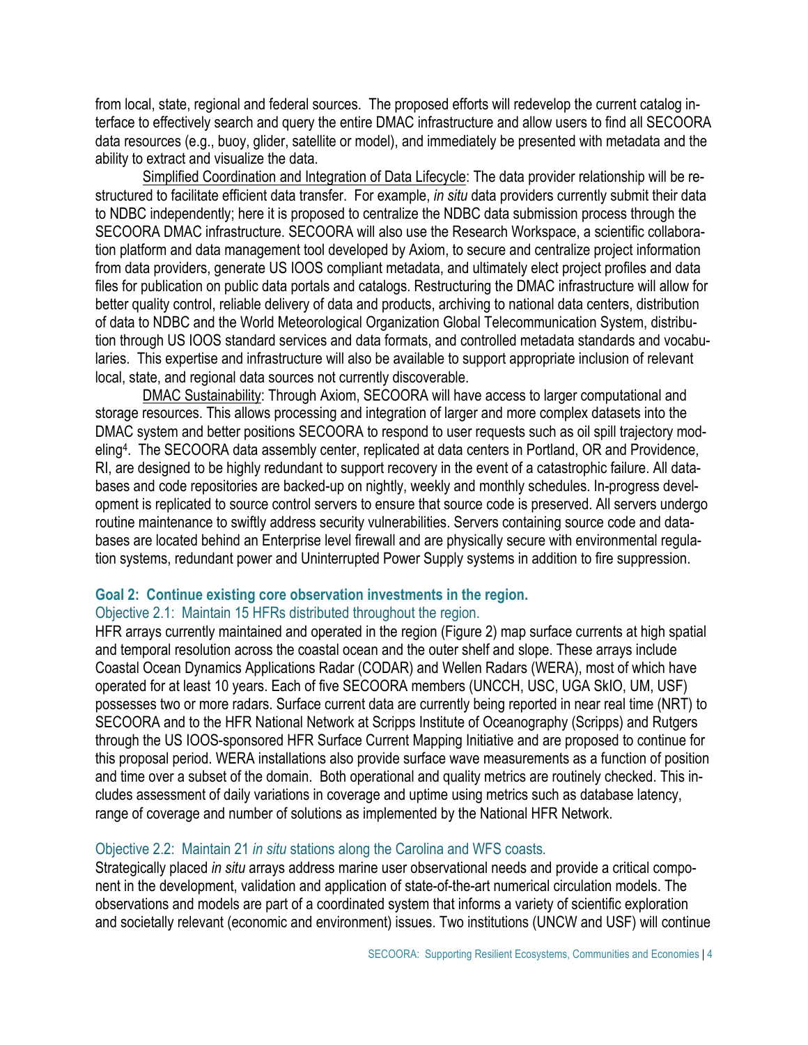from local, state, regional and federal sources. The proposed efforts will redevelop the current catalog interface to effectively search and query the entire DMAC infrastructure and allow users to find all SECOORA data resources (e.g., buoy, glider, satellite or model), and immediately be presented with metadata and the ability to extract and visualize the data.

Simplified Coordination and Integration of Data Lifecycle: The data provider relationship will be restructured to facilitate efficient data transfer. For example, *in situ* data providers currently submit their data to NDBC independently; here it is proposed to centralize the NDBC data submission process through the SECOORA DMAC infrastructure. SECOORA will also use the Research Workspace, a scientific collaboration platform and data management tool developed by Axiom, to secure and centralize project information from data providers, generate US IOOS compliant metadata, and ultimately elect project profiles and data files for publication on public data portals and catalogs. Restructuring the DMAC infrastructure will allow for better quality control, reliable delivery of data and products, archiving to national data centers, distribution of data to NDBC and the World Meteorological Organization Global Telecommunication System, distribution through US IOOS standard services and data formats, and controlled metadata standards and vocabularies. This expertise and infrastructure will also be available to support appropriate inclusion of relevant local, state, and regional data sources not currently discoverable.

DMAC Sustainability: Through Axiom, SECOORA will have access to larger computational and storage resources. This allows processing and integration of larger and more complex datasets into the DMAC system and better positions SECOORA to respond to user requests such as oil spill trajectory modeling[4]. The SECOORA data assembly center, replicated at data centers in Portland, OR and Providence, RI, are designed to be highly redundant to support recovery in the event of a catastrophic failure. All databases and code repositories are backed-up on nightly, weekly and monthly schedules. In-progress development is replicated to source control servers to ensure that source code is preserved. All servers undergo routine maintenance to swiftly address security vulnerabilities. Servers containing source code and databases are located behind an Enterprise level firewall and are physically secure with environmental regulation systems, redundant power and Uninterrupted Power Supply systems in addition to fire suppression.

## Goal 2: Continue existing core observation investments in the region.

### Objective 2.1: Maintain 15 HFRs distributed throughout the region.

HFR arrays currently maintained and operated in the region (Figure 2) map surface currents at high spatial and temporal resolution across the coastal ocean and the outer shelf and slope. These arrays include Coastal Ocean Dynamics Applications Radar (CODAR) and Wellen Radars (WERA), most of which have operated for at least 10 years. Each of five SECOORA members (UNCCH, USC, UGA SkIO, UM, USF) possesses two or more radars. Surface current data are currently being reported in near real time (NRT) to SECOORA and to the HFR National Network at Scripps Institute of Oceanography (Scripps) and Rutgers through the US IOOS-sponsored HFR Surface Current Mapping Initiative and are proposed to continue for this proposal period. WERA installations also provide surface wave measurements as a function of position and time over a subset of the domain. Both operational and quality metrics are routinely checked. This includes assessment of daily variations in coverage and uptime using metrics such as database latency, range of coverage and number of solutions as implemented by the National HFR Network.

### Objective 2.2: Maintain 21 *in situ* stations along the Carolina and WFS coasts.

Strategically placed *in situ* arrays address marine user observational needs and provide a critical component in the development, validation and application of state-of-the-art numerical circulation models. The observations and models are part of a coordinated system that informs a variety of scientific exploration and societally relevant (economic and environment) issues. Two institutions (UNCW and USF) will continue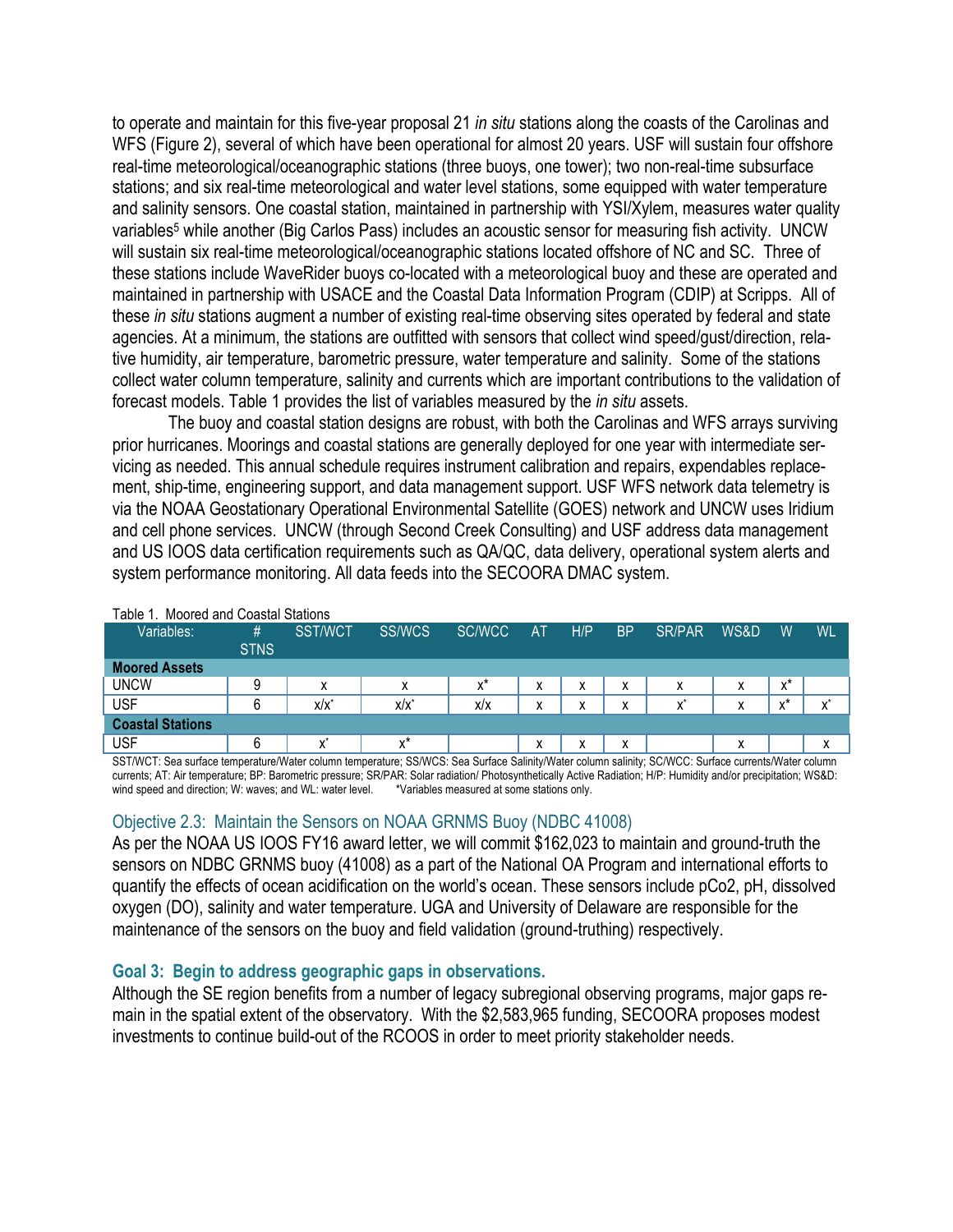to operate and maintain for this five-year proposal 21 *in situ* stations along the coasts of the Carolinas and WFS (Figure 2), several of which have been operational for almost 20 years. USF will sustain four offshore real-time meteorological/oceanographic stations (three buoys, one tower); two non-real-time subsurface stations; and six real-time meteorological and water level stations, some equipped with water temperature and salinity sensors. One coastal station, maintained in partnership with YSI/Xylem, measures water quality variables[5] while another (Big Carlos Pass) includes an acoustic sensor for measuring fish activity. UNCW will sustain six real-time meteorological/oceanographic stations located offshore of NC and SC. Three of these stations include WaveRider buoys co-located with a meteorological buoy and these are operated and maintained in partnership with USACE and the Coastal Data Information Program (CDIP) at Scripps. All of these *in situ* stations augment a number of existing real-time observing sites operated by federal and state agencies. At a minimum, the stations are outfitted with sensors that collect wind speed/gust/direction, relative humidity, air temperature, barometric pressure, water temperature and salinity. Some of the stations collect water column temperature, salinity and currents which are important contributions to the validation of forecast models. Table 1 provides the list of variables measured by the *in situ* assets.

The buoy and coastal station designs are robust, with both the Carolinas and WFS arrays surviving prior hurricanes. Moorings and coastal stations are generally deployed for one year with intermediate servicing as needed. This annual schedule requires instrument calibration and repairs, expendables replacement, ship-time, engineering support, and data management support. USF WFS network data telemetry is via the NOAA Geostationary Operational Environmental Satellite (GOES) network and UNCW uses Iridium and cell phone services. UNCW (through Second Creek Consulting) and USF address data management and US IOOS data certification requirements such as QA/QC, data delivery, operational system alerts and system performance monitoring. All data feeds into the SECOORA DMAC system.

Table 1. Moored and Coastal Stations

| Variables: | # STNS | SST/WCT | SS/WCS | SC/WCC | AT | H/P | BP | SR/PAR | WS&D | W | WL |
|---|---|---|---|---|---|---|---|---|---|---|---|
| **Moored Assets** | | | | | | | | | | | |
| UNCW | 9 | x | x | x* | x | x | x | x | x | x* | |
| USF | 6 | x/x* | x/x* | x/x | x | x | x | x* | x | x* | x* |
| **Coastal Stations** | | | | | | | | | | | |
| USF | 6 | x* | x* | | x | x | x | | x | | x |

SST/WCT: Sea surface temperature/Water column temperature; SS/WCS: Sea Surface Salinity/Water column salinity; SC/WCC: Surface currents/Water column currents; AT: Air temperature; BP: Barometric pressure; SR/PAR: Solar radiation/ Photosynthetically Active Radiation; H/P: Humidity and/or precipitation; WS&D: wind speed and direction; W: waves; and WL: water level. *Variables measured at some stations only.

### Objective 2.3: Maintain the Sensors on NOAA GRNMS Buoy (NDBC 41008)

As per the NOAA US IOOS FY16 award letter, we will commit $162,023 to maintain and ground-truth the sensors on NDBC GRNMS buoy (41008) as a part of the National OA Program and international efforts to quantify the effects of ocean acidification on the world's ocean. These sensors include pCo2, pH, dissolved oxygen (DO), salinity and water temperature. UGA and University of Delaware are responsible for the maintenance of the sensors on the buoy and field validation (ground-truthing) respectively.

### Goal 3: Begin to address geographic gaps in observations.

Although the SE region benefits from a number of legacy subregional observing programs, major gaps remain in the spatial extent of the observatory. With the $2,583,965 funding, SECOORA proposes modest investments to continue build-out of the RCOOS in order to meet priority stakeholder needs.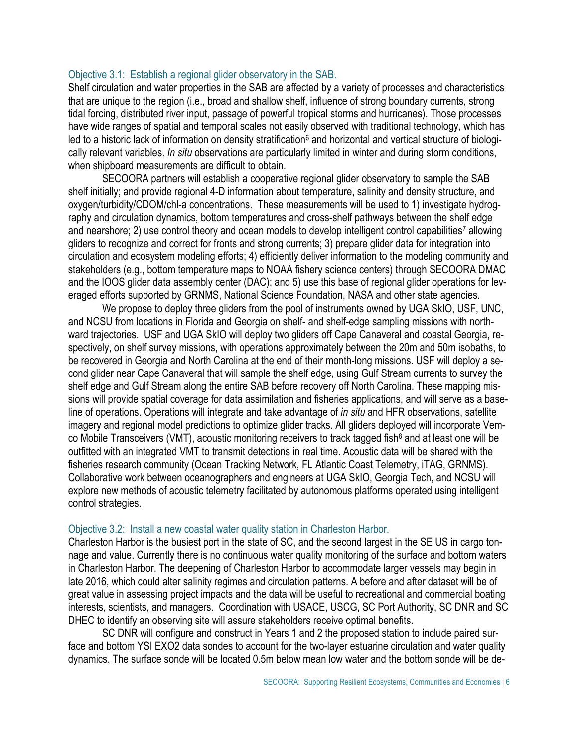### Objective 3.1: Establish a regional glider observatory in the SAB.

Shelf circulation and water properties in the SAB are affected by a variety of processes and characteristics that are unique to the region (i.e., broad and shallow shelf, influence of strong boundary currents, strong tidal forcing, distributed river input, passage of powerful tropical storms and hurricanes). Those processes have wide ranges of spatial and temporal scales not easily observed with traditional technology, which has led to a historic lack of information on density stratification[6] and horizontal and vertical structure of biologically relevant variables. *In situ* observations are particularly limited in winter and during storm conditions, when shipboard measurements are difficult to obtain.

SECOORA partners will establish a cooperative regional glider observatory to sample the SAB shelf initially; and provide regional 4-D information about temperature, salinity and density structure, and oxygen/turbidity/CDOM/chl-a concentrations. These measurements will be used to 1) investigate hydrography and circulation dynamics, bottom temperatures and cross-shelf pathways between the shelf edge and nearshore; 2) use control theory and ocean models to develop intelligent control capabilities[7] allowing gliders to recognize and correct for fronts and strong currents; 3) prepare glider data for integration into circulation and ecosystem modeling efforts; 4) efficiently deliver information to the modeling community and stakeholders (e.g., bottom temperature maps to NOAA fishery science centers) through SECOORA DMAC and the IOOS glider data assembly center (DAC); and 5) use this base of regional glider operations for leveraged efforts supported by GRNMS, National Science Foundation, NASA and other state agencies.

We propose to deploy three gliders from the pool of instruments owned by UGA SkIO, USF, UNC, and NCSU from locations in Florida and Georgia on shelf- and shelf-edge sampling missions with northward trajectories. USF and UGA SkIO will deploy two gliders off Cape Canaveral and coastal Georgia, respectively, on shelf survey missions, with operations approximately between the 20m and 50m isobaths, to be recovered in Georgia and North Carolina at the end of their month-long missions. USF will deploy a second glider near Cape Canaveral that will sample the shelf edge, using Gulf Stream currents to survey the shelf edge and Gulf Stream along the entire SAB before recovery off North Carolina. These mapping missions will provide spatial coverage for data assimilation and fisheries applications, and will serve as a baseline of operations. Operations will integrate and take advantage of *in situ* and HFR observations, satellite imagery and regional model predictions to optimize glider tracks. All gliders deployed will incorporate Vemco Mobile Transceivers (VMT), acoustic monitoring receivers to track tagged fish[8] and at least one will be outfitted with an integrated VMT to transmit detections in real time. Acoustic data will be shared with the fisheries research community (Ocean Tracking Network, FL Atlantic Coast Telemetry, iTAG, GRNMS). Collaborative work between oceanographers and engineers at UGA SkIO, Georgia Tech, and NCSU will explore new methods of acoustic telemetry facilitated by autonomous platforms operated using intelligent control strategies.

### Objective 3.2: Install a new coastal water quality station in Charleston Harbor.

Charleston Harbor is the busiest port in the state of SC, and the second largest in the SE US in cargo tonnage and value. Currently there is no continuous water quality monitoring of the surface and bottom waters in Charleston Harbor. The deepening of Charleston Harbor to accommodate larger vessels may begin in late 2016, which could alter salinity regimes and circulation patterns. A before and after dataset will be of great value in assessing project impacts and the data will be useful to recreational and commercial boating interests, scientists, and managers. Coordination with USACE, USCG, SC Port Authority, SC DNR and SC DHEC to identify an observing site will assure stakeholders receive optimal benefits.

SC DNR will configure and construct in Years 1 and 2 the proposed station to include paired surface and bottom YSI EXO2 data sondes to account for the two-layer estuarine circulation and water quality dynamics. The surface sonde will be located 0.5m below mean low water and the bottom sonde will be de-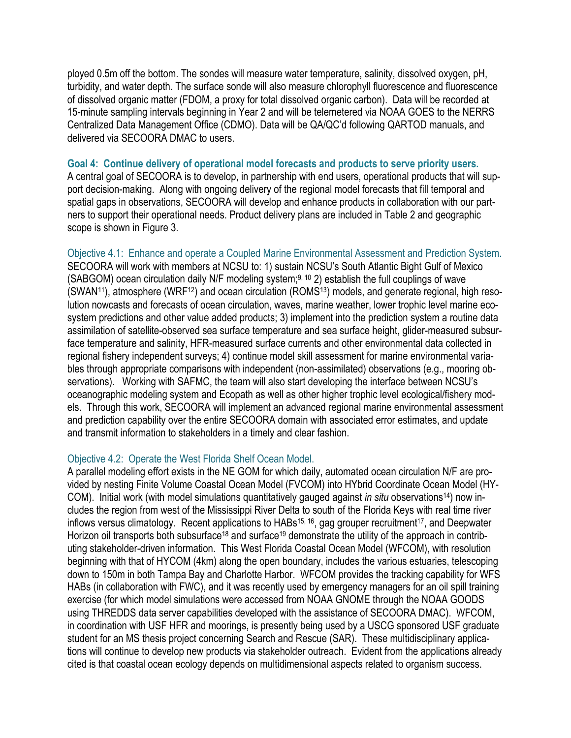ployed 0.5m off the bottom. The sondes will measure water temperature, salinity, dissolved oxygen, pH, turbidity, and water depth. The surface sonde will also measure chlorophyll fluorescence and fluorescence of dissolved organic matter (FDOM, a proxy for total dissolved organic carbon). Data will be recorded at 15-minute sampling intervals beginning in Year 2 and will be telemetered via NOAA GOES to the NERRS Centralized Data Management Office (CDMO). Data will be QA/QC'd following QARTOD manuals, and delivered via SECOORA DMAC to users.

### Goal 4: Continue delivery of operational model forecasts and products to serve priority users.

A central goal of SECOORA is to develop, in partnership with end users, operational products that will support decision-making. Along with ongoing delivery of the regional model forecasts that fill temporal and spatial gaps in observations, SECOORA will develop and enhance products in collaboration with our partners to support their operational needs. Product delivery plans are included in Table 2 and geographic scope is shown in Figure 3.

#### Objective 4.1: Enhance and operate a Coupled Marine Environmental Assessment and Prediction System.

SECOORA will work with members at NCSU to: 1) sustain NCSU's South Atlantic Bight Gulf of Mexico (SABGOM) ocean circulation daily N/F modeling system;[9, 10] 2) establish the full couplings of wave (SWAN[11]), atmosphere (WRF[12]) and ocean circulation (ROMS[13]) models, and generate regional, high resolution nowcasts and forecasts of ocean circulation, waves, marine weather, lower trophic level marine ecosystem predictions and other value added products; 3) implement into the prediction system a routine data assimilation of satellite-observed sea surface temperature and sea surface height, glider-measured subsurface temperature and salinity, HFR-measured surface currents and other environmental data collected in regional fishery independent surveys; 4) continue model skill assessment for marine environmental variables through appropriate comparisons with independent (non-assimilated) observations (e.g., mooring observations). Working with SAFMC, the team will also start developing the interface between NCSU's oceanographic modeling system and Ecopath as well as other higher trophic level ecological/fishery models. Through this work, SECOORA will implement an advanced regional marine environmental assessment and prediction capability over the entire SECOORA domain with associated error estimates, and update and transmit information to stakeholders in a timely and clear fashion.

#### Objective 4.2: Operate the West Florida Shelf Ocean Model.

A parallel modeling effort exists in the NE GOM for which daily, automated ocean circulation N/F are provided by nesting Finite Volume Coastal Ocean Model (FVCOM) into HYbrid Coordinate Ocean Model (HYCOM). Initial work (with model simulations quantitatively gauged against *in situ* observations[14]) now includes the region from west of the Mississippi River Delta to south of the Florida Keys with real time river inflows versus climatology. Recent applications to HABs[15, 16], gag grouper recruitment[17], and Deepwater Horizon oil transports both subsurface[18] and surface[19] demonstrate the utility of the approach in contributing stakeholder-driven information. This West Florida Coastal Ocean Model (WFCOM), with resolution beginning with that of HYCOM (4km) along the open boundary, includes the various estuaries, telescoping down to 150m in both Tampa Bay and Charlotte Harbor. WFCOM provides the tracking capability for WFS HABs (in collaboration with FWC), and it was recently used by emergency managers for an oil spill training exercise (for which model simulations were accessed from NOAA GNOME through the NOAA GOODS using THREDDS data server capabilities developed with the assistance of SECOORA DMAC). WFCOM, in coordination with USF HFR and moorings, is presently being used by a USCG sponsored USF graduate student for an MS thesis project concerning Search and Rescue (SAR). These multidisciplinary applications will continue to develop new products via stakeholder outreach. Evident from the applications already cited is that coastal ocean ecology depends on multidimensional aspects related to organism success.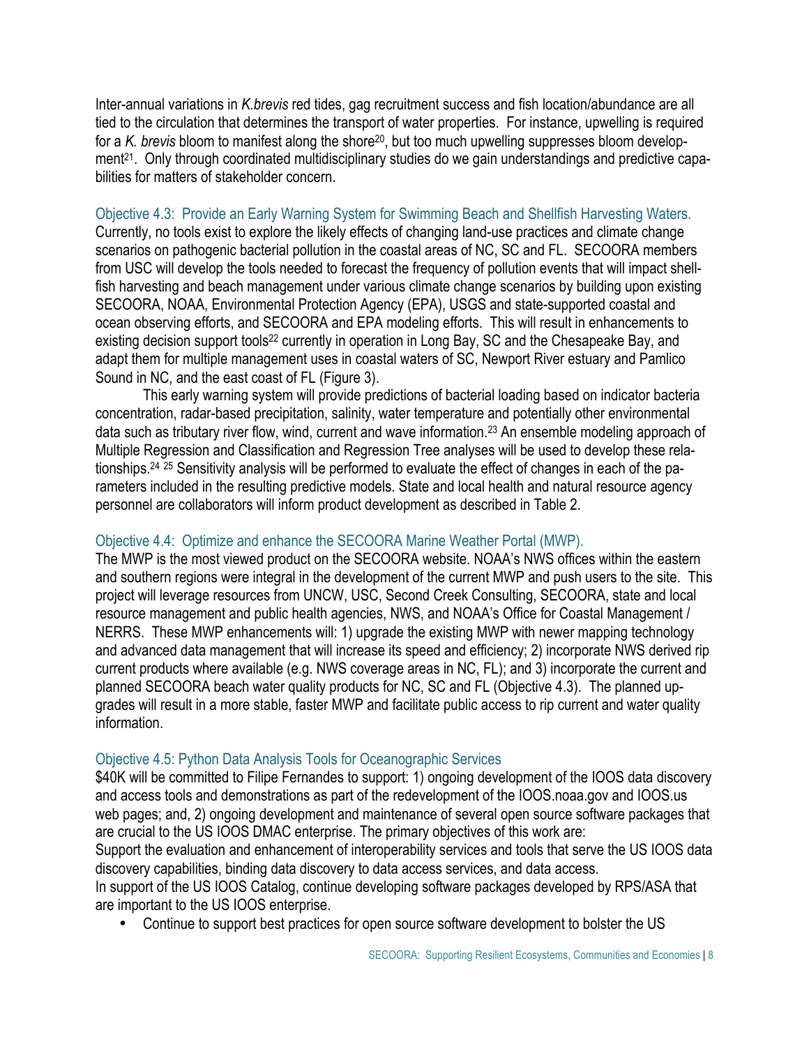Inter-annual variations in *K.brevis* red tides, gag recruitment success and fish location/abundance are all tied to the circulation that determines the transport of water properties. For instance, upwelling is required for a *K. brevis* bloom to manifest along the shore[20], but too much upwelling suppresses bloom development[21]. Only through coordinated multidisciplinary studies do we gain understandings and predictive capabilities for matters of stakeholder concern.

### Objective 4.3: Provide an Early Warning System for Swimming Beach and Shellfish Harvesting Waters.

Currently, no tools exist to explore the likely effects of changing land-use practices and climate change scenarios on pathogenic bacterial pollution in the coastal areas of NC, SC and FL. SECOORA members from USC will develop the tools needed to forecast the frequency of pollution events that will impact shellfish harvesting and beach management under various climate change scenarios by building upon existing SECOORA, NOAA, Environmental Protection Agency (EPA), USGS and state-supported coastal and ocean observing efforts, and SECOORA and EPA modeling efforts. This will result in enhancements to existing decision support tools[22] currently in operation in Long Bay, SC and the Chesapeake Bay, and adapt them for multiple management uses in coastal waters of SC, Newport River estuary and Pamlico Sound in NC, and the east coast of FL (Figure 3).

This early warning system will provide predictions of bacterial loading based on indicator bacteria concentration, radar-based precipitation, salinity, water temperature and potentially other environmental data such as tributary river flow, wind, current and wave information.[23] An ensemble modeling approach of Multiple Regression and Classification and Regression Tree analyses will be used to develop these relationships.[24] [25] Sensitivity analysis will be performed to evaluate the effect of changes in each of the parameters included in the resulting predictive models. State and local health and natural resource agency personnel are collaborators will inform product development as described in Table 2.

### Objective 4.4: Optimize and enhance the SECOORA Marine Weather Portal (MWP).

The MWP is the most viewed product on the SECOORA website. NOAA's NWS offices within the eastern and southern regions were integral in the development of the current MWP and push users to the site. This project will leverage resources from UNCW, USC, Second Creek Consulting, SECOORA, state and local resource management and public health agencies, NWS, and NOAA's Office for Coastal Management / NERRS. These MWP enhancements will: 1) upgrade the existing MWP with newer mapping technology and advanced data management that will increase its speed and efficiency; 2) incorporate NWS derived rip current products where available (e.g. NWS coverage areas in NC, FL); and 3) incorporate the current and planned SECOORA beach water quality products for NC, SC and FL (Objective 4.3). The planned upgrades will result in a more stable, faster MWP and facilitate public access to rip current and water quality information.

### Objective 4.5: Python Data Analysis Tools for Oceanographic Services

$40K will be committed to Filipe Fernandes to support: 1) ongoing development of the IOOS data discovery and access tools and demonstrations as part of the redevelopment of the IOOS.noaa.gov and IOOS.us web pages; and, 2) ongoing development and maintenance of several open source software packages that are crucial to the US IOOS DMAC enterprise. The primary objectives of this work are:

Support the evaluation and enhancement of interoperability services and tools that serve the US IOOS data discovery capabilities, binding data discovery to data access services, and data access.

In support of the US IOOS Catalog, continue developing software packages developed by RPS/ASA that are important to the US IOOS enterprise.

- Continue to support best practices for open source software development to bolster the US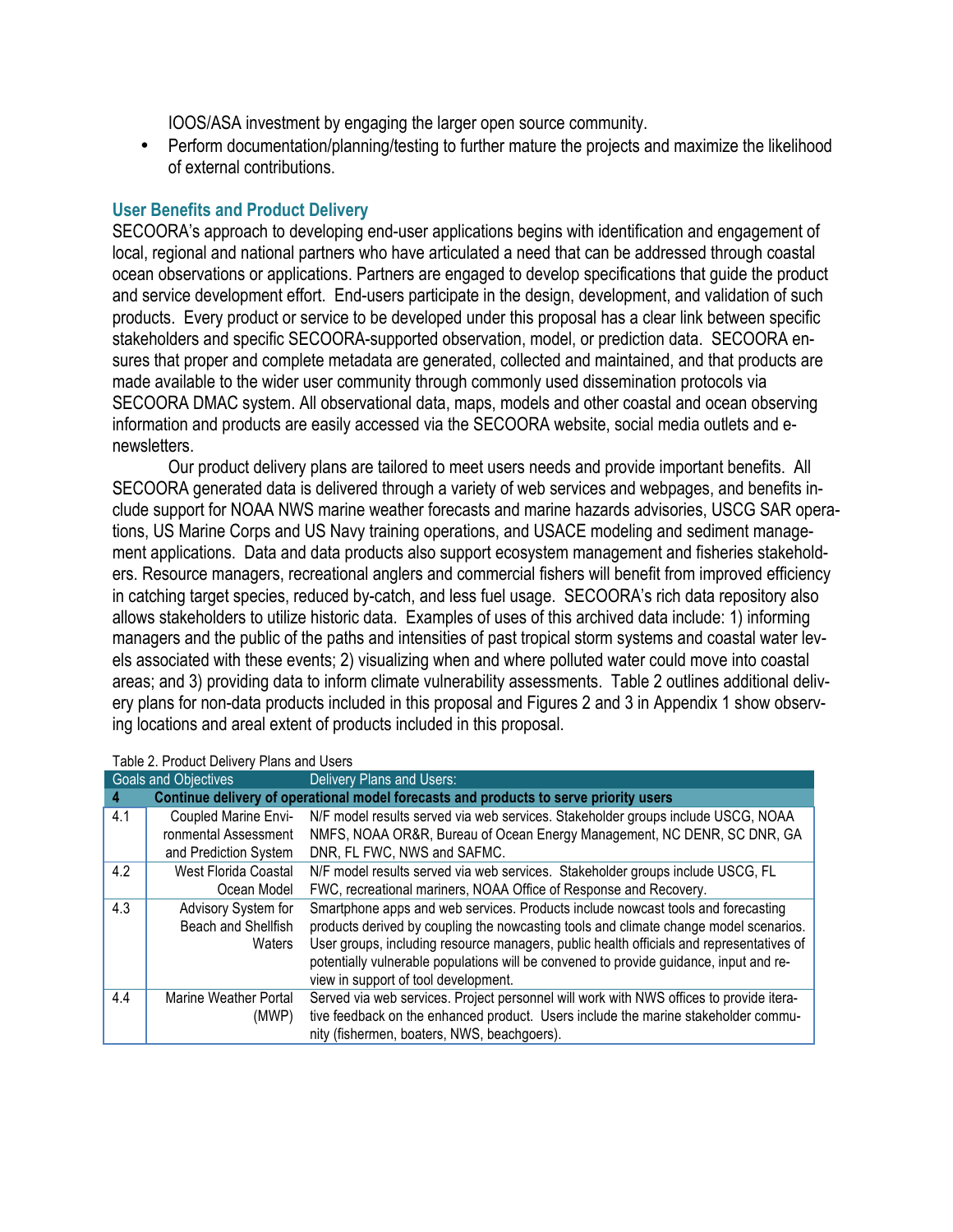IOOS/ASA investment by engaging the larger open source community.

- Perform documentation/planning/testing to further mature the projects and maximize the likelihood of external contributions.

### User Benefits and Product Delivery

SECOORA's approach to developing end-user applications begins with identification and engagement of local, regional and national partners who have articulated a need that can be addressed through coastal ocean observations or applications. Partners are engaged to develop specifications that guide the product and service development effort. End-users participate in the design, development, and validation of such products. Every product or service to be developed under this proposal has a clear link between specific stakeholders and specific SECOORA-supported observation, model, or prediction data. SECOORA ensures that proper and complete metadata are generated, collected and maintained, and that products are made available to the wider user community through commonly used dissemination protocols via SECOORA DMAC system. All observational data, maps, models and other coastal and ocean observing information and products are easily accessed via the SECOORA website, social media outlets and e-newsletters.

Our product delivery plans are tailored to meet users needs and provide important benefits. All SECOORA generated data is delivered through a variety of web services and webpages, and benefits include support for NOAA NWS marine weather forecasts and marine hazards advisories, USCG SAR operations, US Marine Corps and US Navy training operations, and USACE modeling and sediment management applications. Data and data products also support ecosystem management and fisheries stakeholders. Resource managers, recreational anglers and commercial fishers will benefit from improved efficiency in catching target species, reduced by-catch, and less fuel usage. SECOORA's rich data repository also allows stakeholders to utilize historic data. Examples of uses of this archived data include: 1) informing managers and the public of the paths and intensities of past tropical storm systems and coastal water levels associated with these events; 2) visualizing when and where polluted water could move into coastal areas; and 3) providing data to inform climate vulnerability assessments. Table 2 outlines additional delivery plans for non-data products included in this proposal and Figures 2 and 3 in Appendix 1 show observing locations and areal extent of products included in this proposal.

Table 2. Product Delivery Plans and Users

| Goals and Objectives | | Delivery Plans and Users: |
|---|---|---|
| **4** | **Continue delivery of operational model forecasts and products to serve priority users** | |
| 4.1 | Coupled Marine Environmental Assessment and Prediction System | N/F model results served via web services. Stakeholder groups include USCG, NOAA NMFS, NOAA OR&R, Bureau of Ocean Energy Management, NC DENR, SC DNR, GA DNR, FL FWC, NWS and SAFMC. |
| 4.2 | West Florida Coastal Ocean Model | N/F model results served via web services. Stakeholder groups include USCG, FL FWC, recreational mariners, NOAA Office of Response and Recovery. |
| 4.3 | Advisory System for Beach and Shellfish Waters | Smartphone apps and web services. Products include nowcast tools and forecasting products derived by coupling the nowcasting tools and climate change model scenarios. User groups, including resource managers, public health officials and representatives of potentially vulnerable populations will be convened to provide guidance, input and review in support of tool development. |
| 4.4 | Marine Weather Portal (MWP) | Served via web services. Project personnel will work with NWS offices to provide iterative feedback on the enhanced product. Users include the marine stakeholder community (fishermen, boaters, NWS, beachgoers). |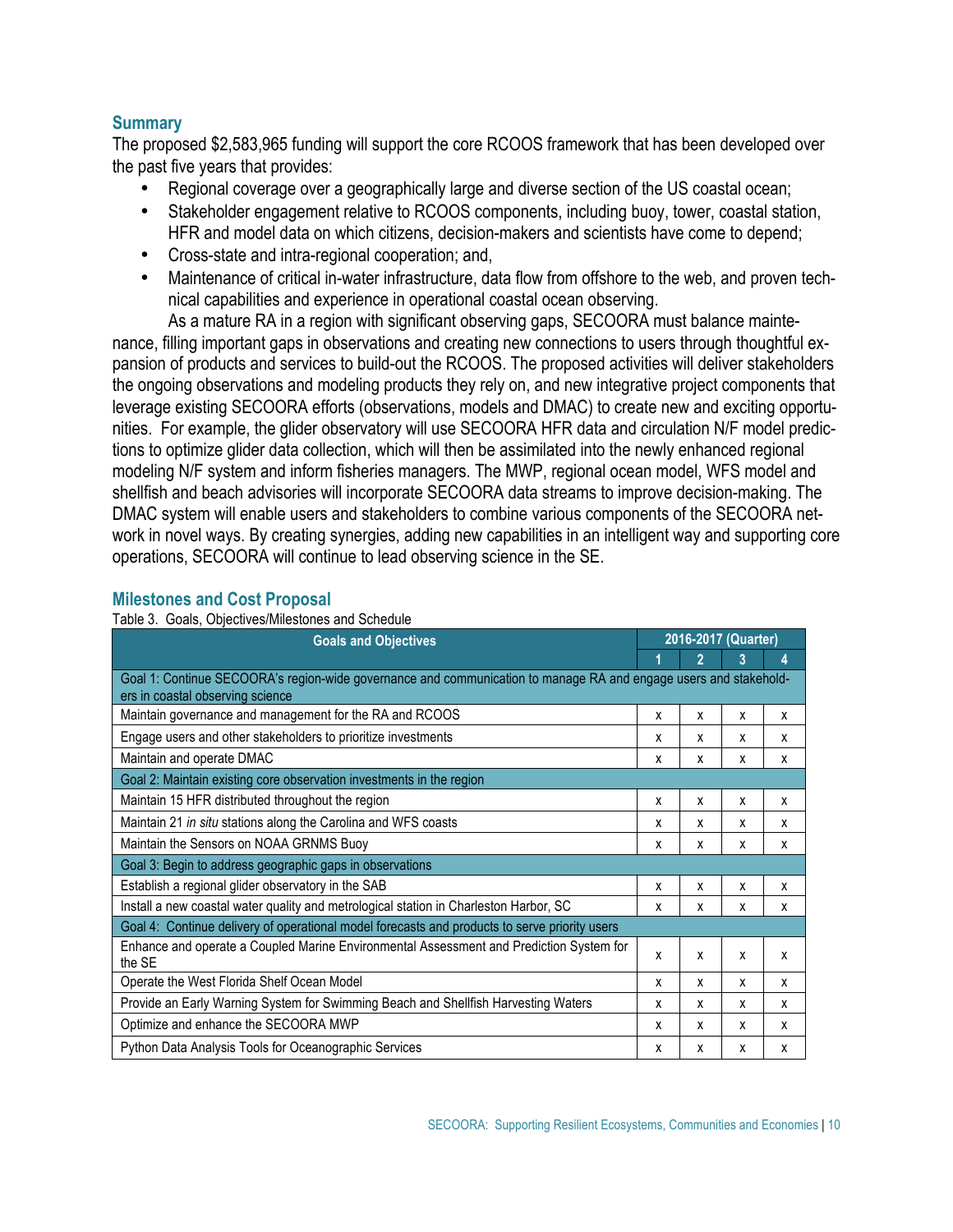## Summary

The proposed $2,583,965 funding will support the core RCOOS framework that has been developed over the past five years that provides:

- Regional coverage over a geographically large and diverse section of the US coastal ocean;
- Stakeholder engagement relative to RCOOS components, including buoy, tower, coastal station, HFR and model data on which citizens, decision-makers and scientists have come to depend;
- Cross-state and intra-regional cooperation; and,
- Maintenance of critical in-water infrastructure, data flow from offshore to the web, and proven technical capabilities and experience in operational coastal ocean observing.

As a mature RA in a region with significant observing gaps, SECOORA must balance maintenance, filling important gaps in observations and creating new connections to users through thoughtful expansion of products and services to build-out the RCOOS. The proposed activities will deliver stakeholders the ongoing observations and modeling products they rely on, and new integrative project components that leverage existing SECOORA efforts (observations, models and DMAC) to create new and exciting opportunities. For example, the glider observatory will use SECOORA HFR data and circulation N/F model predictions to optimize glider data collection, which will then be assimilated into the newly enhanced regional modeling N/F system and inform fisheries managers. The MWP, regional ocean model, WFS model and shellfish and beach advisories will incorporate SECOORA data streams to improve decision-making. The DMAC system will enable users and stakeholders to combine various components of the SECOORA network in novel ways. By creating synergies, adding new capabilities in an intelligent way and supporting core operations, SECOORA will continue to lead observing science in the SE.

## Milestones and Cost Proposal

Table 3. Goals, Objectives/Milestones and Schedule

| Goals and Objectives | 2016-2017 (Quarter) | | | |
|---|---|---|---|---|
| | 1 | 2 | 3 | 4 |
| Goal 1: Continue SECOORA's region-wide governance and communication to manage RA and engage users and stakeholders in coastal observing science | | | | |
| Maintain governance and management for the RA and RCOOS | x | x | x | x |
| Engage users and other stakeholders to prioritize investments | x | x | x | x |
| Maintain and operate DMAC | x | x | x | x |
| Goal 2: Maintain existing core observation investments in the region | | | | |
| Maintain 15 HFR distributed throughout the region | x | x | x | x |
| Maintain 21 *in situ* stations along the Carolina and WFS coasts | x | x | x | x |
| Maintain the Sensors on NOAA GRNMS Buoy | x | x | x | x |
| Goal 3: Begin to address geographic gaps in observations | | | | |
| Establish a regional glider observatory in the SAB | x | x | x | x |
| Install a new coastal water quality and metrological station in Charleston Harbor, SC | x | x | x | x |
| Goal 4: Continue delivery of operational model forecasts and products to serve priority users | | | | |
| Enhance and operate a Coupled Marine Environmental Assessment and Prediction System for the SE | x | x | x | x |
| Operate the West Florida Shelf Ocean Model | x | x | x | x |
| Provide an Early Warning System for Swimming Beach and Shellfish Harvesting Waters | x | x | x | x |
| Optimize and enhance the SECOORA MWP | x | x | x | x |
| Python Data Analysis Tools for Oceanographic Services | x | x | x | x |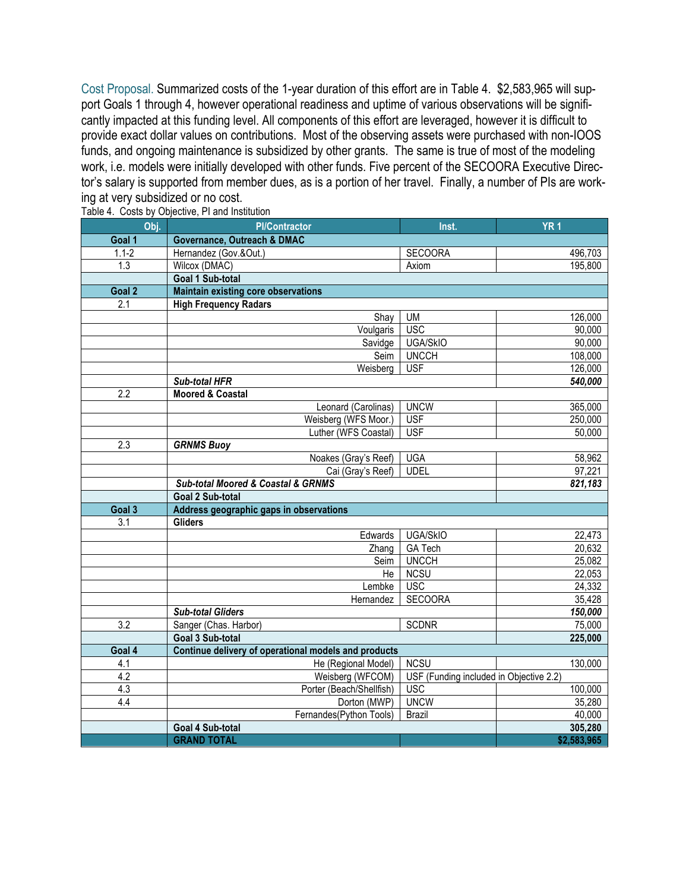**Cost Proposal.** Summarized costs of the 1-year duration of this effort are in Table 4. $2,583,965 will support Goals 1 through 4, however operational readiness and uptime of various observations will be significantly impacted at this funding level. All components of this effort are leveraged, however it is difficult to provide exact dollar values on contributions. Most of the observing assets were purchased with non-IOOS funds, and ongoing maintenance is subsidized by other grants. The same is true of most of the modeling work, i.e. models were initially developed with other funds. Five percent of the SECOORA Executive Director's salary is supported from member dues, as is a portion of her travel. Finally, a number of PIs are working at very subsidized or no cost.

Table 4. Costs by Objective, PI and Institution

| Obj. | PI/Contractor | Inst. | YR 1 |
|---|---|---|---|
| **Goal 1** | **Governance, Outreach & DMAC** | | |
| 1.1-2 | Hernandez (Gov.&Out.) | SECOORA | 496,703 |
| 1.3 | Wilcox (DMAC) | Axiom | 195,800 |
| | **Goal 1 Sub-total** | | |
| **Goal 2** | **Maintain existing core observations** | | |
| 2.1 | **High Frequency Radars** | | |
| | Shay | UM | 126,000 |
| | Voulgaris | USC | 90,000 |
| | Savidge | UGA/SkIO | 90,000 |
| | Seim | UNCCH | 108,000 |
| | Weisberg | USF | 126,000 |
| | ***Sub-total HFR*** | | ***540,000*** |
| 2.2 | **Moored & Coastal** | | |
| | Leonard (Carolinas) | UNCW | 365,000 |
| | Weisberg (WFS Moor.) | USF | 250,000 |
| | Luther (WFS Coastal) | USF | 50,000 |
| 2.3 | ***GRNMS Buoy*** | | |
| | Noakes (Gray's Reef) | UGA | 58,962 |
| | Cai (Gray's Reef) | UDEL | 97,221 |
| | ***Sub-total Moored & Coastal & GRNMS*** | | ***821,183*** |
| | **Goal 2 Sub-total** | | |
| **Goal 3** | **Address geographic gaps in observations** | | |
| 3.1 | **Gliders** | | |
| | Edwards | UGA/SkIO | 22,473 |
| | Zhang | GA Tech | 20,632 |
| | Seim | UNCCH | 25,082 |
| | He | NCSU | 22,053 |
| | Lembke | USC | 24,332 |
| | Hernandez | SECOORA | 35,428 |
| | ***Sub-total Gliders*** | | ***150,000*** |
| 3.2 | Sanger (Chas. Harbor) | SCDNR | 75,000 |
| | **Goal 3 Sub-total** | | **225,000** |
| **Goal 4** | **Continue delivery of operational models and products** | | |
| 4.1 | He (Regional Model) | NCSU | 130,000 |
| 4.2 | Weisberg (WFCOM) | USF (Funding included in Objective 2.2) | |
| 4.3 | Porter (Beach/Shellfish) | USC | 100,000 |
| 4.4 | Dorton (MWP) | UNCW | 35,280 |
| | Fernandes(Python Tools) | Brazil | 40,000 |
| | **Goal 4 Sub-total** | | **305,280** |
| | **GRAND TOTAL** | | **$2,583,965** |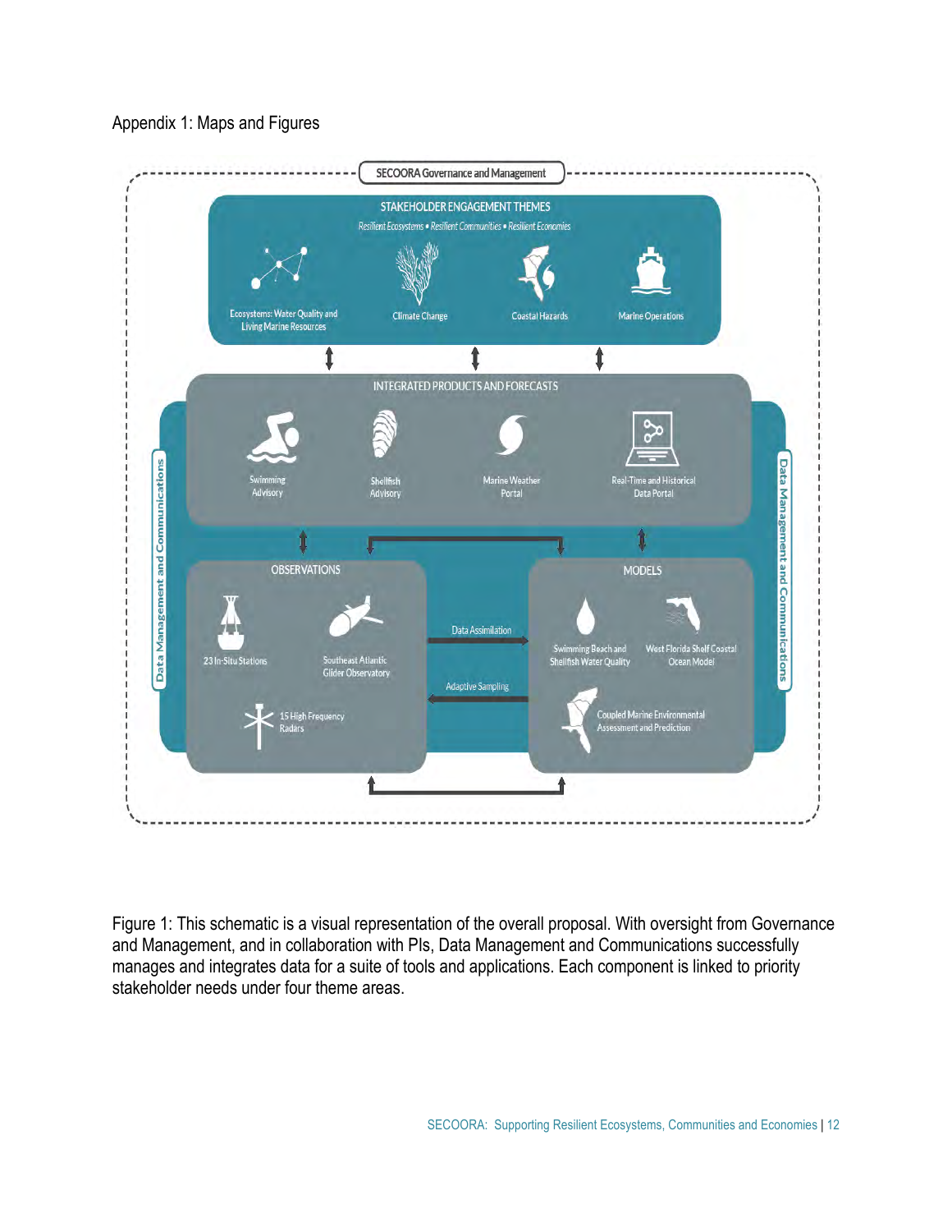Appendix 1: Maps and Figures

SECOORA Governance and Management

STAKEHOLDER ENGAGEMENT THEMES

*Resilient Ecosystems • Resilient Communities • Resilient Economies*

- Ecosystems: Water Quality and Living Marine Resources
- Climate Change
- Coastal Hazards
- Marine Operations

INTEGRATED PRODUCTS AND FORECASTS

- Swimming Advisory
- Shellfish Advisory
- Marine Weather Portal
- Real-Time and Historical Data Portal

OBSERVATIONS

- 23 In-Situ Stations
- Southeast Atlantic Glider Observatory
- 15 High Frequency Radars

Data Assimilation

Adaptive Sampling

MODELS

- Swimming Beach and Shellfish Water Quality
- West Florida Shelf Coastal Ocean Model
- Coupled Marine Environmental Assessment and Prediction

Data Management and Communications

Figure 1: This schematic is a visual representation of the overall proposal. With oversight from Governance and Management, and in collaboration with PIs, Data Management and Communications successfully manages and integrates data for a suite of tools and applications. Each component is linked to priority stakeholder needs under four theme areas.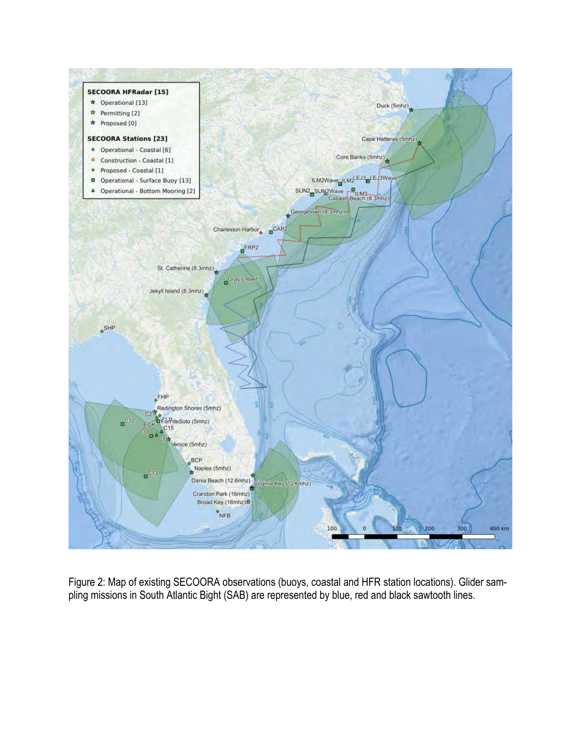Figure 2: Map of existing SECOORA observations (buoys, coastal and HFR station locations). Glider sampling missions in South Atlantic Bight (SAB) are represented by blue, red and black sawtooth lines.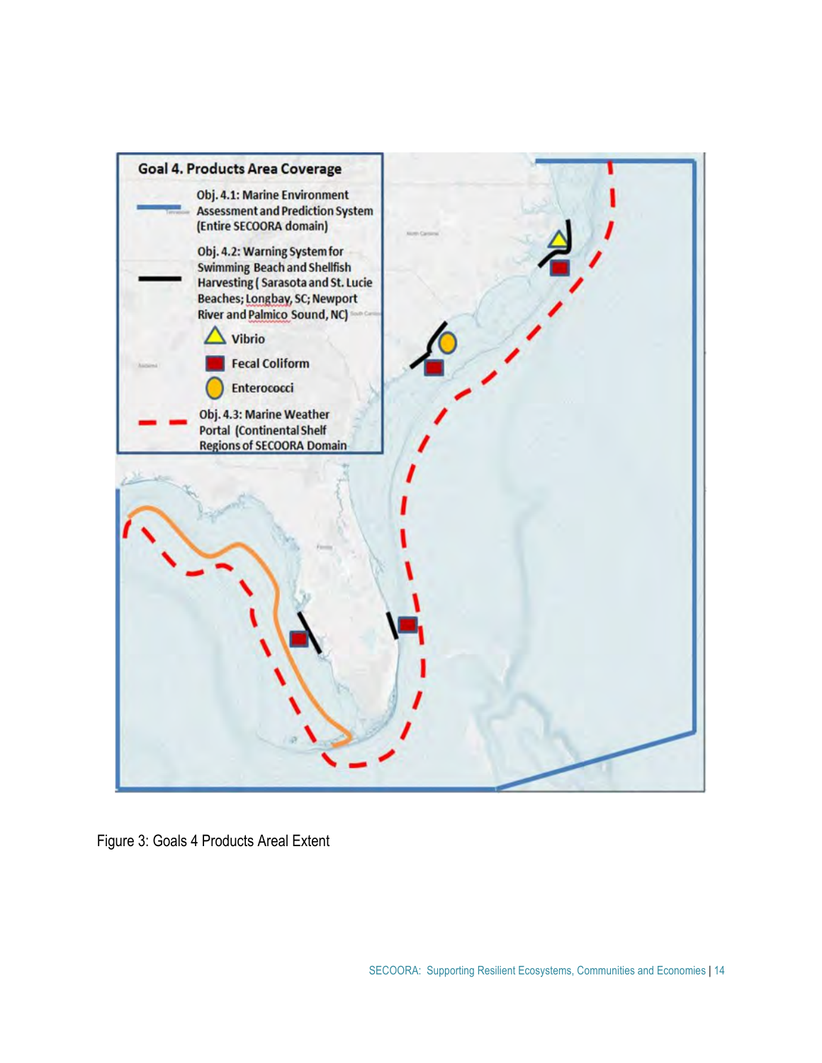**Goal 4. Products Area Coverage**

- Obj. 4.1: Marine Environment Assessment and Prediction System (Entire SECOORA domain)
- Obj. 4.2: Warning System for Swimming Beach and Shellfish Harvesting ( Sarasota and St. Lucie Beaches; Longbay, SC; Newport River and Palmico Sound, NC)
  - Vibrio
  - Fecal Coliform
  - Enterococci
- Obj. 4.3: Marine Weather Portal (Continental Shelf Regions of SECOORA Domain

Figure 3: Goals 4 Products Areal Extent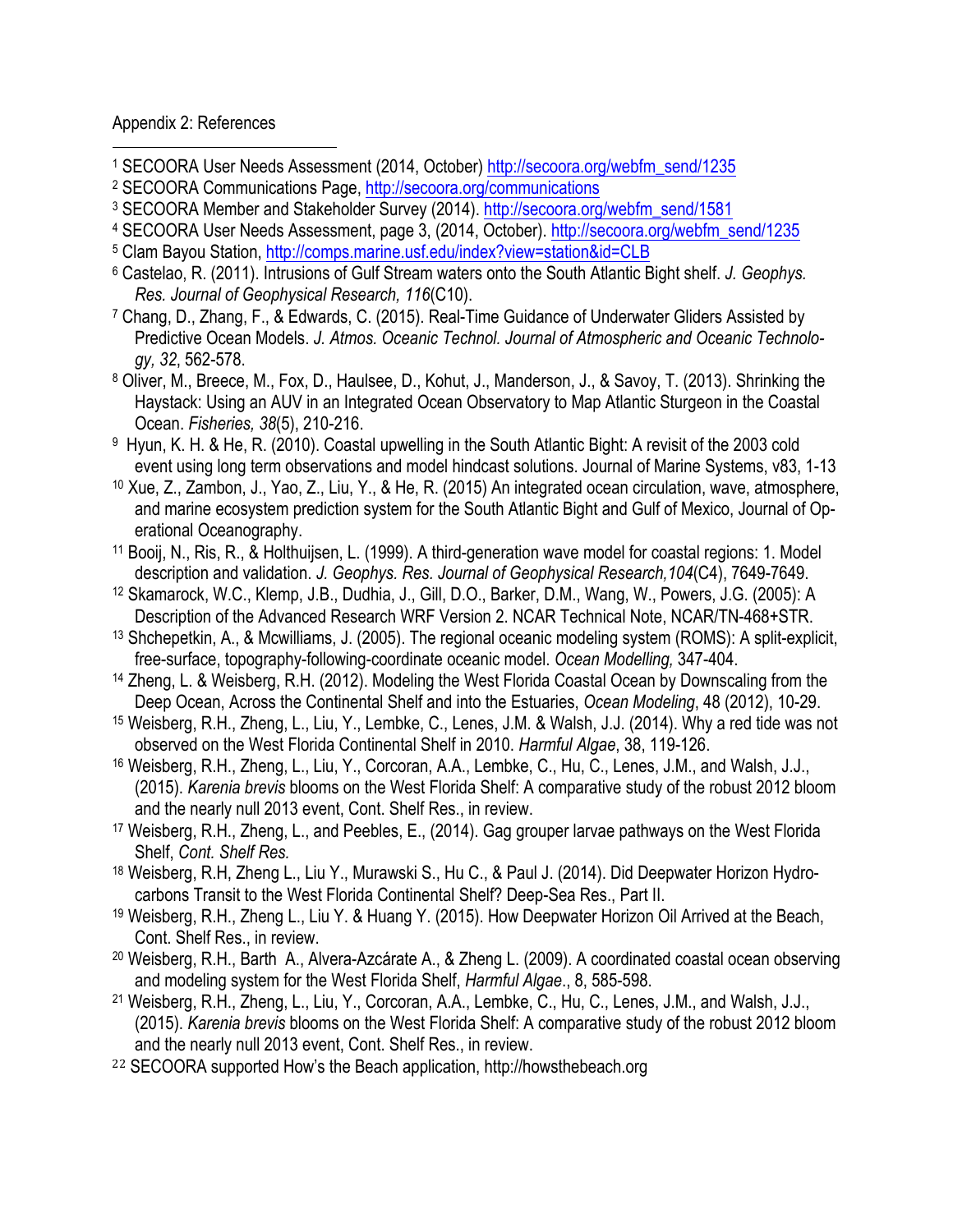Appendix 2: References

[1] SECOORA User Needs Assessment (2014, October) http://secoora.org/webfm_send/1235

[2] SECOORA Communications Page, http://secoora.org/communications

[3] SECOORA Member and Stakeholder Survey (2014). http://secoora.org/webfm_send/1581

[4] SECOORA User Needs Assessment, page 3, (2014, October). http://secoora.org/webfm_send/1235

[5] Clam Bayou Station, http://comps.marine.usf.edu/index?view=station&id=CLB

[6] Castelao, R. (2011). Intrusions of Gulf Stream waters onto the South Atlantic Bight shelf. *J. Geophys. Res. Journal of Geophysical Research, 116*(C10).

[7] Chang, D., Zhang, F., & Edwards, C. (2015). Real-Time Guidance of Underwater Gliders Assisted by Predictive Ocean Models. *J. Atmos. Oceanic Technol. Journal of Atmospheric and Oceanic Technology, 32*, 562-578.

[8] Oliver, M., Breece, M., Fox, D., Haulsee, D., Kohut, J., Manderson, J., & Savoy, T. (2013). Shrinking the Haystack: Using an AUV in an Integrated Ocean Observatory to Map Atlantic Sturgeon in the Coastal Ocean. *Fisheries, 38*(5), 210-216.

[9] Hyun, K. H. & He, R. (2010). Coastal upwelling in the South Atlantic Bight: A revisit of the 2003 cold event using long term observations and model hindcast solutions. Journal of Marine Systems, v83, 1-13

[10] Xue, Z., Zambon, J., Yao, Z., Liu, Y., & He, R. (2015) An integrated ocean circulation, wave, atmosphere, and marine ecosystem prediction system for the South Atlantic Bight and Gulf of Mexico, Journal of Operational Oceanography.

[11] Booij, N., Ris, R., & Holthuijsen, L. (1999). A third-generation wave model for coastal regions: 1. Model description and validation. *J. Geophys. Res. Journal of Geophysical Research,104*(C4), 7649-7649.

[12] Skamarock, W.C., Klemp, J.B., Dudhia, J., Gill, D.O., Barker, D.M., Wang, W., Powers, J.G. (2005): A Description of the Advanced Research WRF Version 2. NCAR Technical Note, NCAR/TN-468+STR.

[13] Shchepetkin, A., & Mcwilliams, J. (2005). The regional oceanic modeling system (ROMS): A split-explicit, free-surface, topography-following-coordinate oceanic model. *Ocean Modelling,* 347-404.

[14] Zheng, L. & Weisberg, R.H. (2012). Modeling the West Florida Coastal Ocean by Downscaling from the Deep Ocean, Across the Continental Shelf and into the Estuaries, *Ocean Modeling*, 48 (2012), 10-29.

[15] Weisberg, R.H., Zheng, L., Liu, Y., Lembke, C., Lenes, J.M. & Walsh, J.J. (2014). Why a red tide was not observed on the West Florida Continental Shelf in 2010. *Harmful Algae*, 38, 119-126.

[16] Weisberg, R.H., Zheng, L., Liu, Y., Corcoran, A.A., Lembke, C., Hu, C., Lenes, J.M., and Walsh, J.J., (2015). *Karenia brevis* blooms on the West Florida Shelf: A comparative study of the robust 2012 bloom and the nearly null 2013 event, Cont. Shelf Res., in review.

[17] Weisberg, R.H., Zheng, L., and Peebles, E., (2014). Gag grouper larvae pathways on the West Florida Shelf, *Cont. Shelf Res.*

[18] Weisberg, R.H, Zheng L., Liu Y., Murawski S., Hu C., & Paul J. (2014). Did Deepwater Horizon Hydrocarbons Transit to the West Florida Continental Shelf? Deep-Sea Res., Part II.

[19] Weisberg, R.H., Zheng L., Liu Y. & Huang Y. (2015). How Deepwater Horizon Oil Arrived at the Beach, Cont. Shelf Res., in review.

[20] Weisberg, R.H., Barth A., Alvera-Azcárate A., & Zheng L. (2009). A coordinated coastal ocean observing and modeling system for the West Florida Shelf, *Harmful Algae*., 8, 585-598.

[21] Weisberg, R.H., Zheng, L., Liu, Y., Corcoran, A.A., Lembke, C., Hu, C., Lenes, J.M., and Walsh, J.J., (2015). *Karenia brevis* blooms on the West Florida Shelf: A comparative study of the robust 2012 bloom and the nearly null 2013 event, Cont. Shelf Res., in review.

[22] SECOORA supported How's the Beach application, http://howsthebeach.org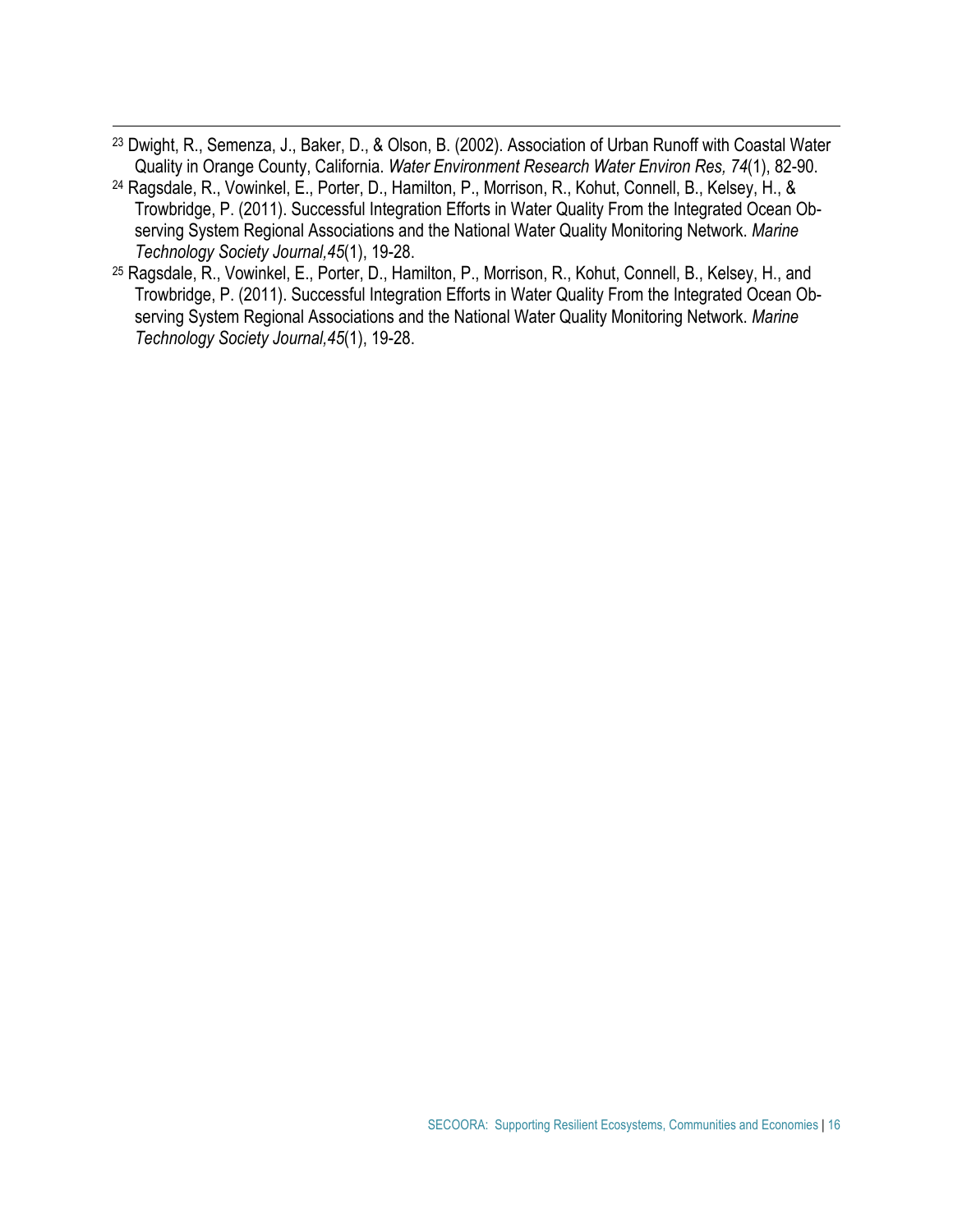[23] Dwight, R., Semenza, J., Baker, D., & Olson, B. (2002). Association of Urban Runoff with Coastal Water Quality in Orange County, California. *Water Environment Research Water Environ Res, 74*(1), 82-90.

[24] Ragsdale, R., Vowinkel, E., Porter, D., Hamilton, P., Morrison, R., Kohut, Connell, B., Kelsey, H., & Trowbridge, P. (2011). Successful Integration Efforts in Water Quality From the Integrated Ocean Observing System Regional Associations and the National Water Quality Monitoring Network. *Marine Technology Society Journal,45*(1), 19-28.

[25] Ragsdale, R., Vowinkel, E., Porter, D., Hamilton, P., Morrison, R., Kohut, Connell, B., Kelsey, H., and Trowbridge, P. (2011). Successful Integration Efforts in Water Quality From the Integrated Ocean Observing System Regional Associations and the National Water Quality Monitoring Network. *Marine Technology Society Journal,45*(1), 19-28.